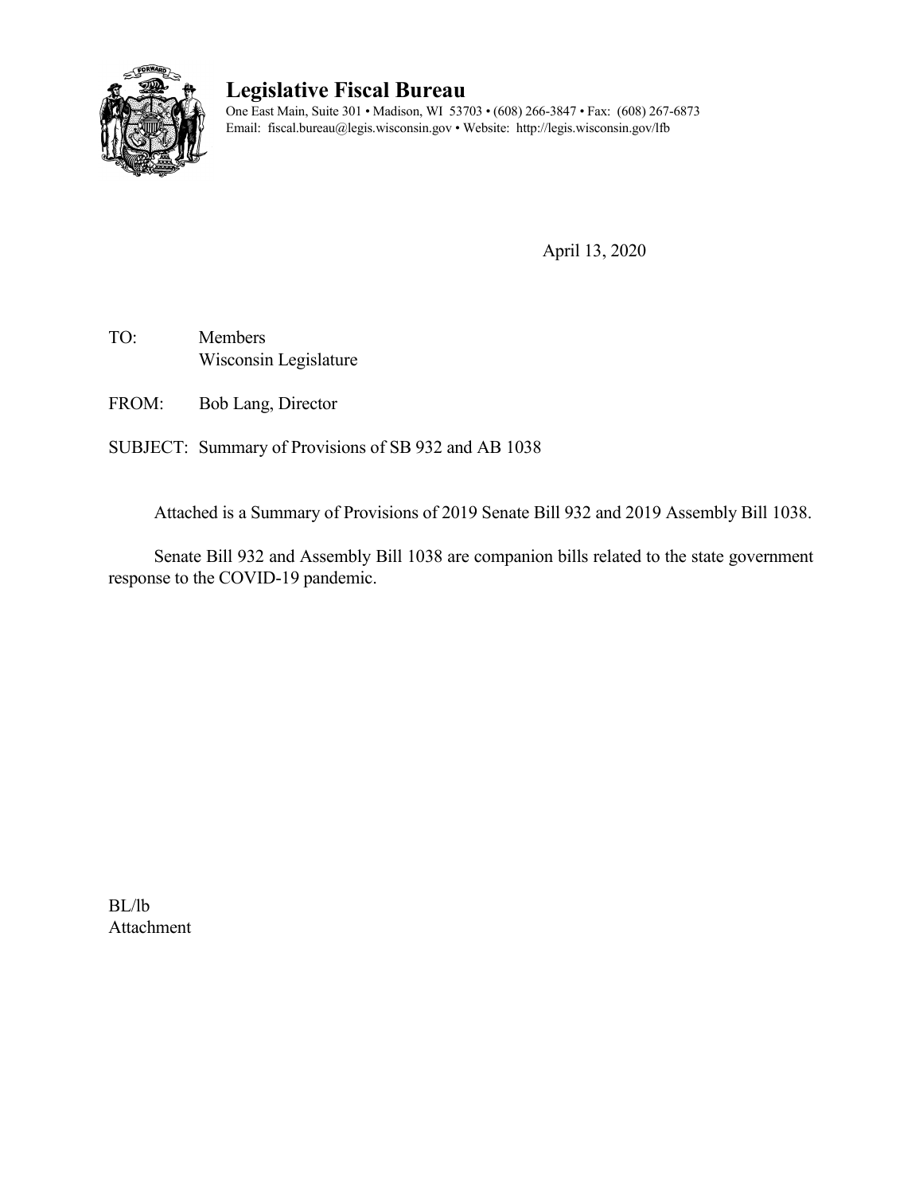# Legislative Fiscal Bureau

One East Main, Suite 301 • Madison, WI 53703 • (608) 266-3847 • Fax: (608) 267-6873
Email: fiscal.bureau@legis.wisconsin.gov • Website: http://legis.wisconsin.gov/lfb

April 13, 2020

TO: Members
Wisconsin Legislature

FROM: Bob Lang, Director

SUBJECT: Summary of Provisions of SB 932 and AB 1038

Attached is a Summary of Provisions of 2019 Senate Bill 932 and 2019 Assembly Bill 1038.

Senate Bill 932 and Assembly Bill 1038 are companion bills related to the state government response to the COVID-19 pandemic.

BL/lb
Attachment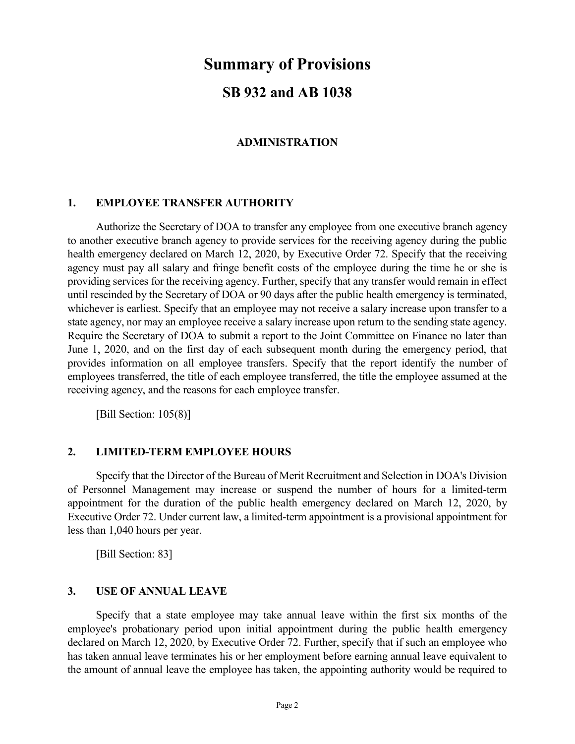# Summary of Provisions

## SB 932 and AB 1038

### ADMINISTRATION

#### 1. EMPLOYEE TRANSFER AUTHORITY

Authorize the Secretary of DOA to transfer any employee from one executive branch agency to another executive branch agency to provide services for the receiving agency during the public health emergency declared on March 12, 2020, by Executive Order 72. Specify that the receiving agency must pay all salary and fringe benefit costs of the employee during the time he or she is providing services for the receiving agency. Further, specify that any transfer would remain in effect until rescinded by the Secretary of DOA or 90 days after the public health emergency is terminated, whichever is earliest. Specify that an employee may not receive a salary increase upon transfer to a state agency, nor may an employee receive a salary increase upon return to the sending state agency. Require the Secretary of DOA to submit a report to the Joint Committee on Finance no later than June 1, 2020, and on the first day of each subsequent month during the emergency period, that provides information on all employee transfers. Specify that the report identify the number of employees transferred, the title of each employee transferred, the title the employee assumed at the receiving agency, and the reasons for each employee transfer.

[Bill Section: 105(8)]

#### 2. LIMITED-TERM EMPLOYEE HOURS

Specify that the Director of the Bureau of Merit Recruitment and Selection in DOA's Division of Personnel Management may increase or suspend the number of hours for a limited-term appointment for the duration of the public health emergency declared on March 12, 2020, by Executive Order 72. Under current law, a limited-term appointment is a provisional appointment for less than 1,040 hours per year.

[Bill Section: 83]

#### 3. USE OF ANNUAL LEAVE

Specify that a state employee may take annual leave within the first six months of the employee's probationary period upon initial appointment during the public health emergency declared on March 12, 2020, by Executive Order 72. Further, specify that if such an employee who has taken annual leave terminates his or her employment before earning annual leave equivalent to the amount of annual leave the employee has taken, the appointing authority would be required to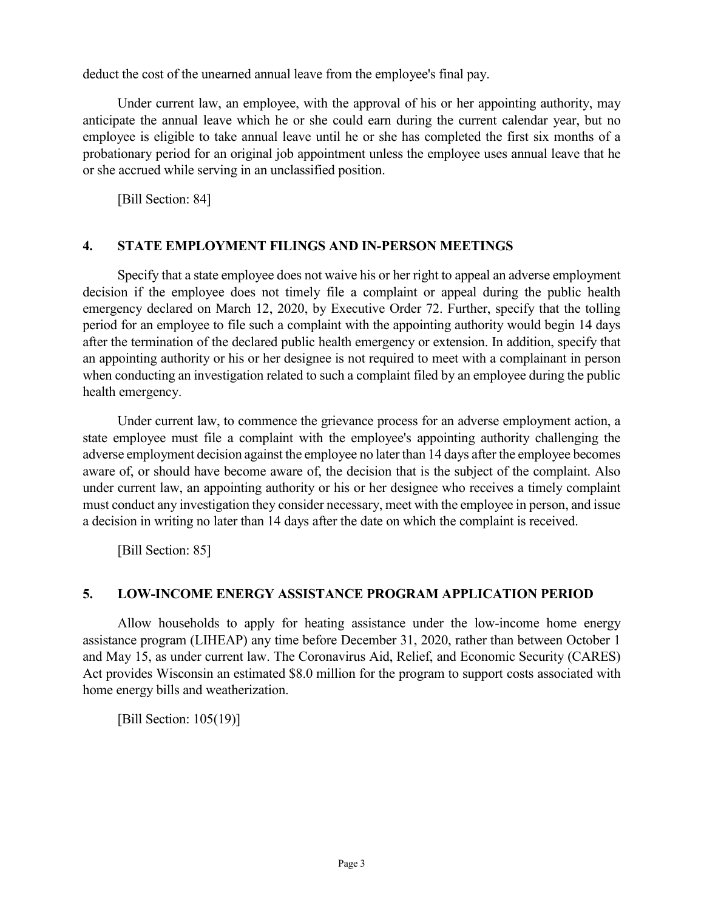deduct the cost of the unearned annual leave from the employee's final pay.

Under current law, an employee, with the approval of his or her appointing authority, may anticipate the annual leave which he or she could earn during the current calendar year, but no employee is eligible to take annual leave until he or she has completed the first six months of a probationary period for an original job appointment unless the employee uses annual leave that he or she accrued while serving in an unclassified position.

[Bill Section: 84]

## 4. STATE EMPLOYMENT FILINGS AND IN-PERSON MEETINGS

Specify that a state employee does not waive his or her right to appeal an adverse employment decision if the employee does not timely file a complaint or appeal during the public health emergency declared on March 12, 2020, by Executive Order 72. Further, specify that the tolling period for an employee to file such a complaint with the appointing authority would begin 14 days after the termination of the declared public health emergency or extension. In addition, specify that an appointing authority or his or her designee is not required to meet with a complainant in person when conducting an investigation related to such a complaint filed by an employee during the public health emergency.

Under current law, to commence the grievance process for an adverse employment action, a state employee must file a complaint with the employee's appointing authority challenging the adverse employment decision against the employee no later than 14 days after the employee becomes aware of, or should have become aware of, the decision that is the subject of the complaint. Also under current law, an appointing authority or his or her designee who receives a timely complaint must conduct any investigation they consider necessary, meet with the employee in person, and issue a decision in writing no later than 14 days after the date on which the complaint is received.

[Bill Section: 85]

## 5. LOW-INCOME ENERGY ASSISTANCE PROGRAM APPLICATION PERIOD

Allow households to apply for heating assistance under the low-income home energy assistance program (LIHEAP) any time before December 31, 2020, rather than between October 1 and May 15, as under current law. The Coronavirus Aid, Relief, and Economic Security (CARES) Act provides Wisconsin an estimated $8.0 million for the program to support costs associated with home energy bills and weatherization.

[Bill Section: 105(19)]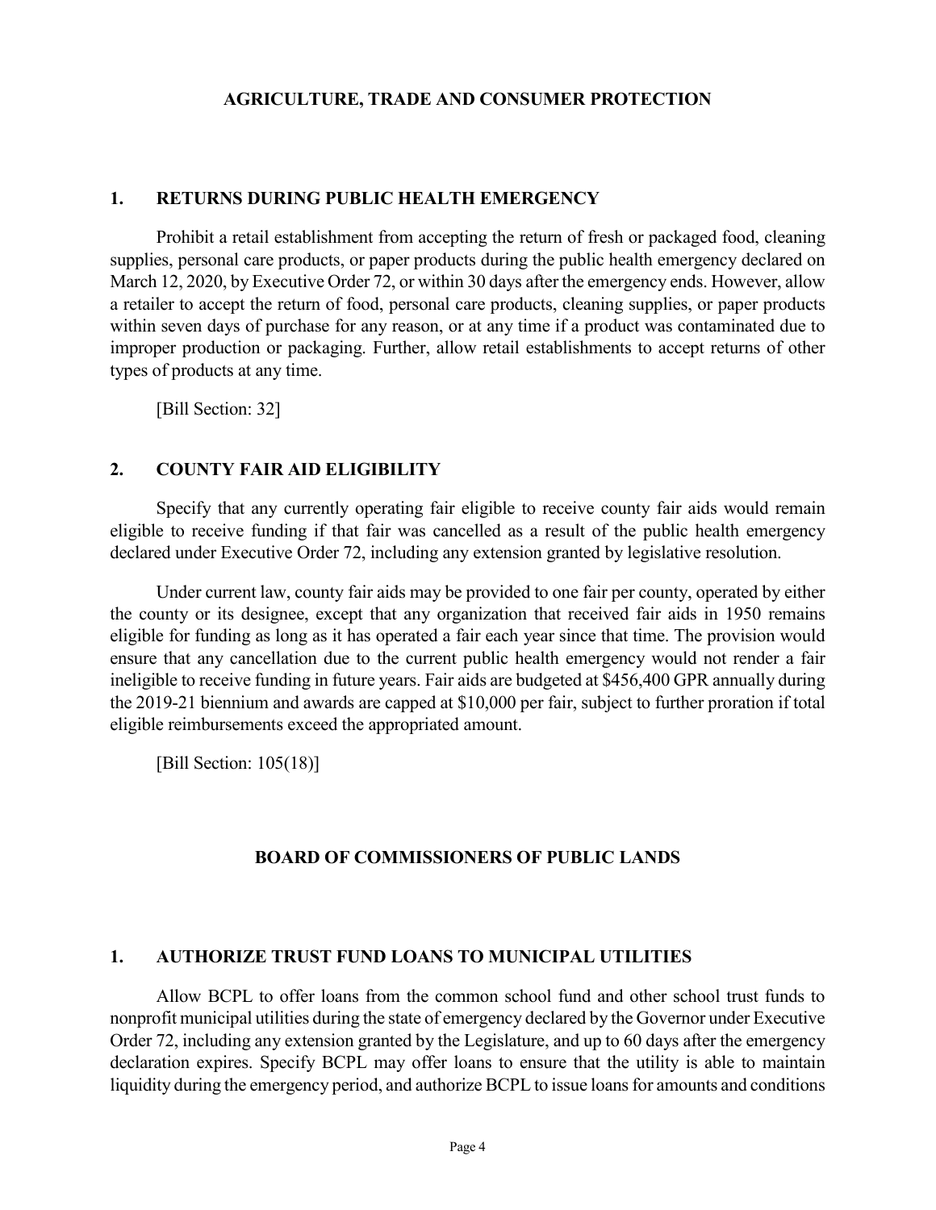## AGRICULTURE, TRADE AND CONSUMER PROTECTION

### 1. RETURNS DURING PUBLIC HEALTH EMERGENCY

Prohibit a retail establishment from accepting the return of fresh or packaged food, cleaning supplies, personal care products, or paper products during the public health emergency declared on March 12, 2020, by Executive Order 72, or within 30 days after the emergency ends. However, allow a retailer to accept the return of food, personal care products, cleaning supplies, or paper products within seven days of purchase for any reason, or at any time if a product was contaminated due to improper production or packaging. Further, allow retail establishments to accept returns of other types of products at any time.

[Bill Section: 32]

### 2. COUNTY FAIR AID ELIGIBILITY

Specify that any currently operating fair eligible to receive county fair aids would remain eligible to receive funding if that fair was cancelled as a result of the public health emergency declared under Executive Order 72, including any extension granted by legislative resolution.

Under current law, county fair aids may be provided to one fair per county, operated by either the county or its designee, except that any organization that received fair aids in 1950 remains eligible for funding as long as it has operated a fair each year since that time. The provision would ensure that any cancellation due to the current public health emergency would not render a fair ineligible to receive funding in future years. Fair aids are budgeted at $456,400 GPR annually during the 2019-21 biennium and awards are capped at $10,000 per fair, subject to further proration if total eligible reimbursements exceed the appropriated amount.

[Bill Section: 105(18)]

## BOARD OF COMMISSIONERS OF PUBLIC LANDS

### 1. AUTHORIZE TRUST FUND LOANS TO MUNICIPAL UTILITIES

Allow BCPL to offer loans from the common school fund and other school trust funds to nonprofit municipal utilities during the state of emergency declared by the Governor under Executive Order 72, including any extension granted by the Legislature, and up to 60 days after the emergency declaration expires. Specify BCPL may offer loans to ensure that the utility is able to maintain liquidity during the emergency period, and authorize BCPL to issue loans for amounts and conditions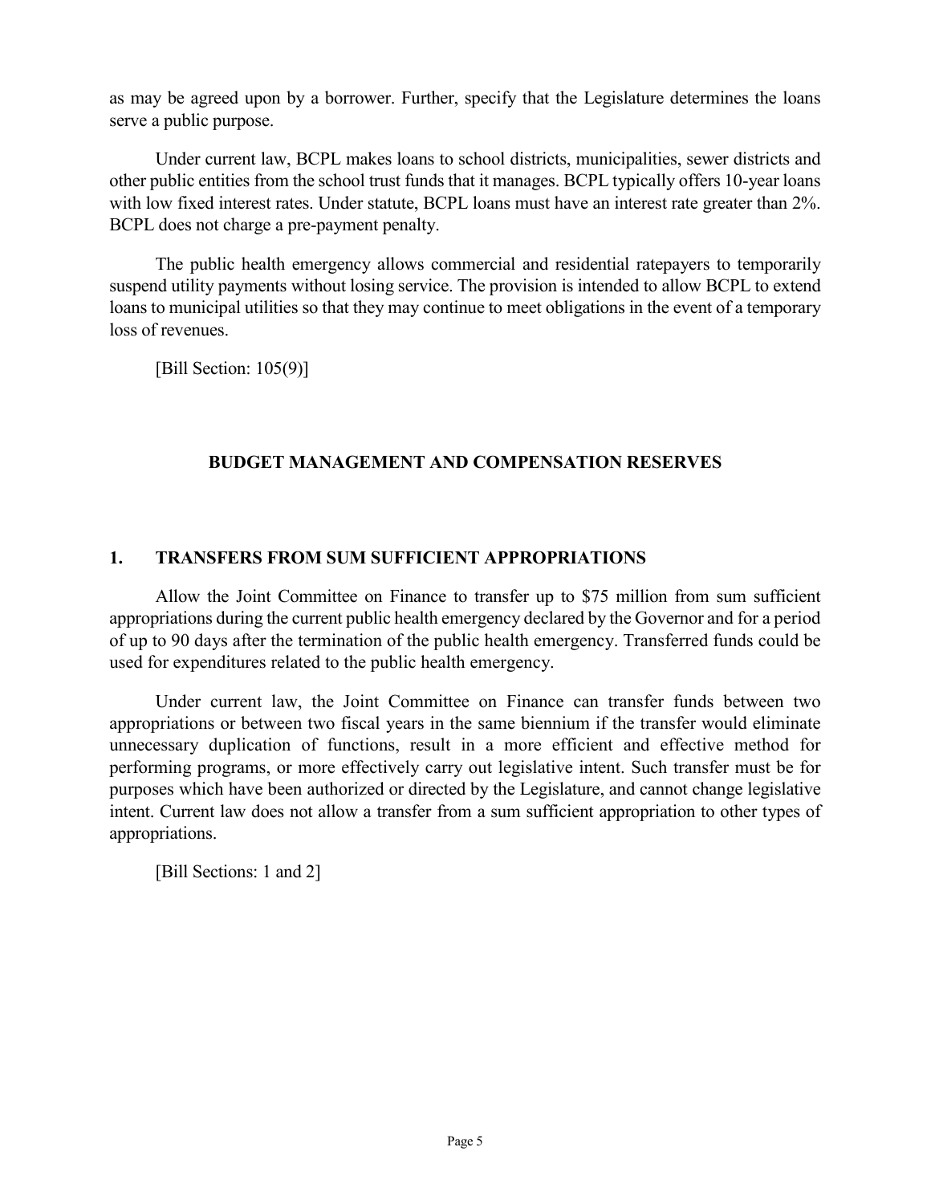as may be agreed upon by a borrower. Further, specify that the Legislature determines the loans serve a public purpose.

Under current law, BCPL makes loans to school districts, municipalities, sewer districts and other public entities from the school trust funds that it manages. BCPL typically offers 10-year loans with low fixed interest rates. Under statute, BCPL loans must have an interest rate greater than 2%. BCPL does not charge a pre-payment penalty.

The public health emergency allows commercial and residential ratepayers to temporarily suspend utility payments without losing service. The provision is intended to allow BCPL to extend loans to municipal utilities so that they may continue to meet obligations in the event of a temporary loss of revenues.

[Bill Section: 105(9)]

## BUDGET MANAGEMENT AND COMPENSATION RESERVES

### 1. TRANSFERS FROM SUM SUFFICIENT APPROPRIATIONS

Allow the Joint Committee on Finance to transfer up to $75 million from sum sufficient appropriations during the current public health emergency declared by the Governor and for a period of up to 90 days after the termination of the public health emergency. Transferred funds could be used for expenditures related to the public health emergency.

Under current law, the Joint Committee on Finance can transfer funds between two appropriations or between two fiscal years in the same biennium if the transfer would eliminate unnecessary duplication of functions, result in a more efficient and effective method for performing programs, or more effectively carry out legislative intent. Such transfer must be for purposes which have been authorized or directed by the Legislature, and cannot change legislative intent. Current law does not allow a transfer from a sum sufficient appropriation to other types of appropriations.

[Bill Sections: 1 and 2]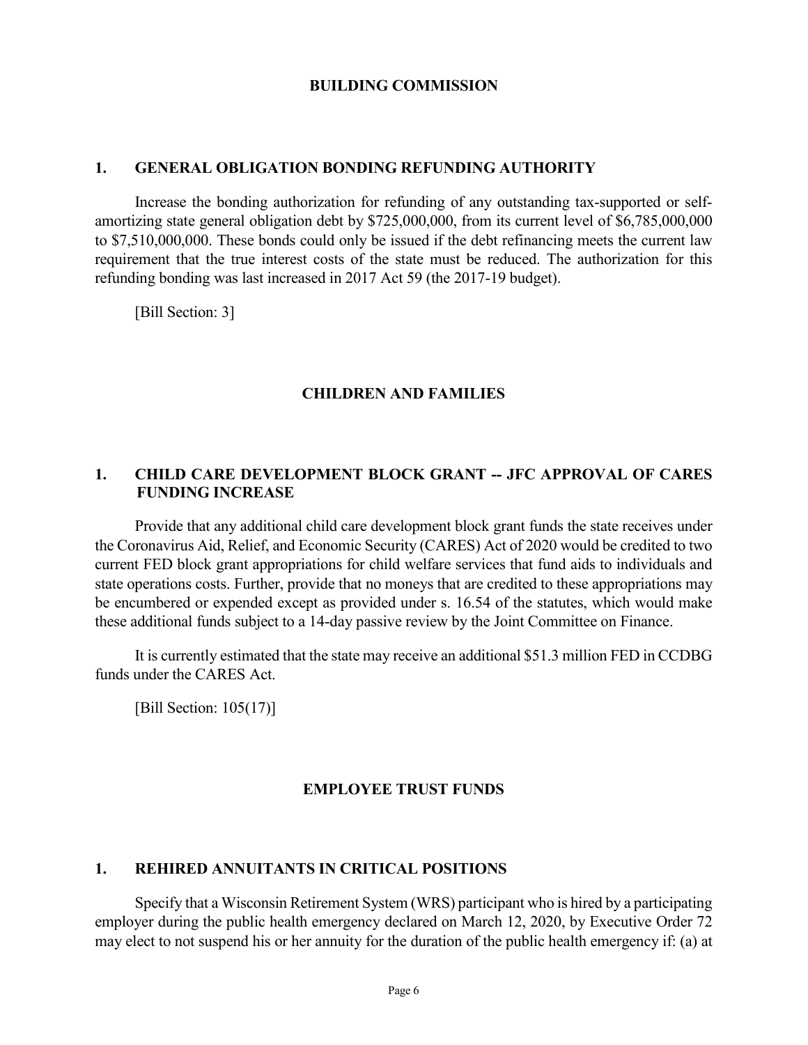## BUILDING COMMISSION

### 1. GENERAL OBLIGATION BONDING REFUNDING AUTHORITY

Increase the bonding authorization for refunding of any outstanding tax-supported or self-amortizing state general obligation debt by $725,000,000, from its current level of $6,785,000,000 to $7,510,000,000. These bonds could only be issued if the debt refinancing meets the current law requirement that the true interest costs of the state must be reduced. The authorization for this refunding bonding was last increased in 2017 Act 59 (the 2017-19 budget).

[Bill Section: 3]

## CHILDREN AND FAMILIES

### 1. CHILD CARE DEVELOPMENT BLOCK GRANT -- JFC APPROVAL OF CARES FUNDING INCREASE

Provide that any additional child care development block grant funds the state receives under the Coronavirus Aid, Relief, and Economic Security (CARES) Act of 2020 would be credited to two current FED block grant appropriations for child welfare services that fund aids to individuals and state operations costs. Further, provide that no moneys that are credited to these appropriations may be encumbered or expended except as provided under s. 16.54 of the statutes, which would make these additional funds subject to a 14-day passive review by the Joint Committee on Finance.

It is currently estimated that the state may receive an additional $51.3 million FED in CCDBG funds under the CARES Act.

[Bill Section: 105(17)]

## EMPLOYEE TRUST FUNDS

### 1. REHIRED ANNUITANTS IN CRITICAL POSITIONS

Specify that a Wisconsin Retirement System (WRS) participant who is hired by a participating employer during the public health emergency declared on March 12, 2020, by Executive Order 72 may elect to not suspend his or her annuity for the duration of the public health emergency if: (a) at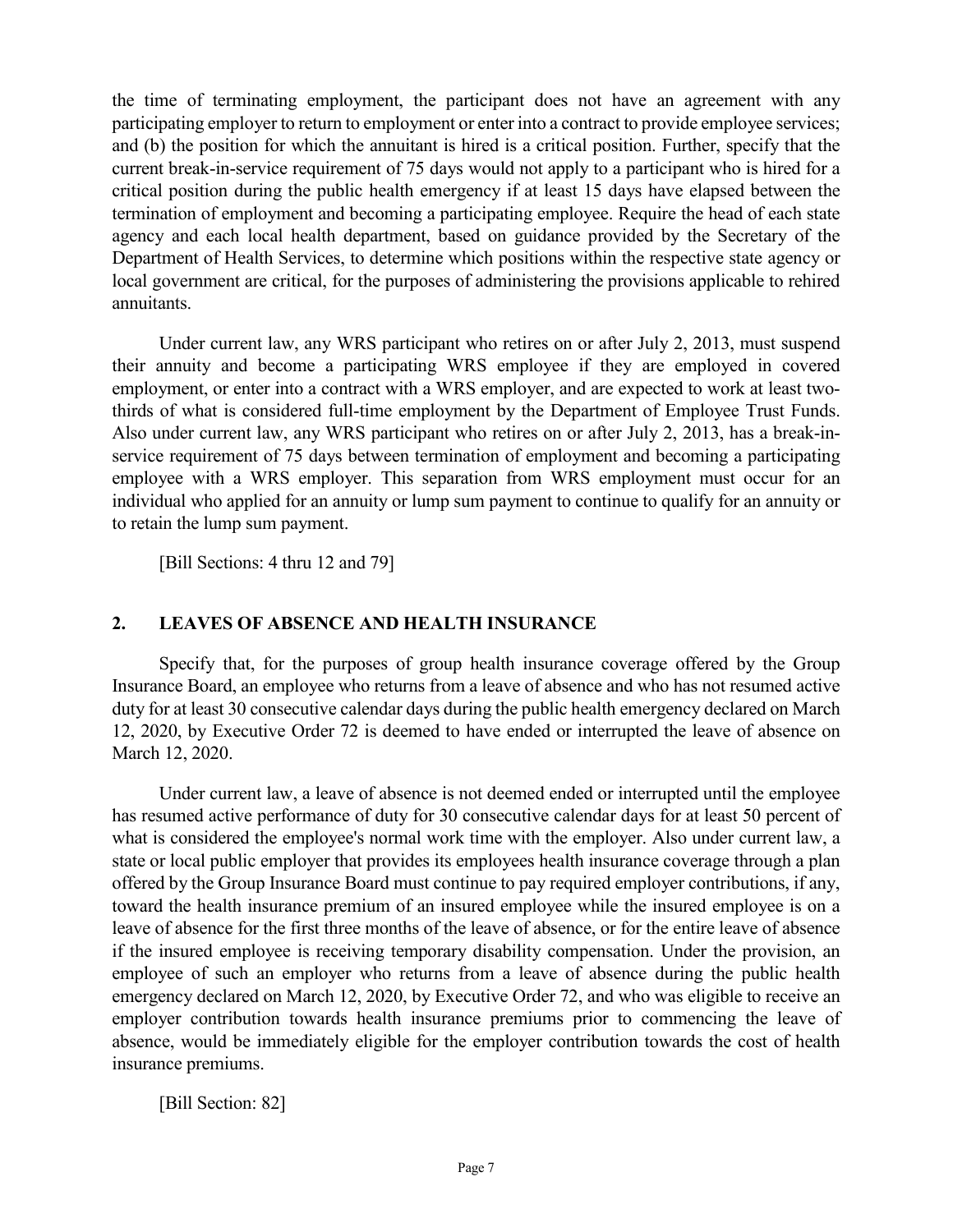the time of terminating employment, the participant does not have an agreement with any participating employer to return to employment or enter into a contract to provide employee services; and (b) the position for which the annuitant is hired is a critical position. Further, specify that the current break-in-service requirement of 75 days would not apply to a participant who is hired for a critical position during the public health emergency if at least 15 days have elapsed between the termination of employment and becoming a participating employee. Require the head of each state agency and each local health department, based on guidance provided by the Secretary of the Department of Health Services, to determine which positions within the respective state agency or local government are critical, for the purposes of administering the provisions applicable to rehired annuitants.

Under current law, any WRS participant who retires on or after July 2, 2013, must suspend their annuity and become a participating WRS employee if they are employed in covered employment, or enter into a contract with a WRS employer, and are expected to work at least two-thirds of what is considered full-time employment by the Department of Employee Trust Funds. Also under current law, any WRS participant who retires on or after July 2, 2013, has a break-in-service requirement of 75 days between termination of employment and becoming a participating employee with a WRS employer. This separation from WRS employment must occur for an individual who applied for an annuity or lump sum payment to continue to qualify for an annuity or to retain the lump sum payment.

[Bill Sections: 4 thru 12 and 79]

## 2. LEAVES OF ABSENCE AND HEALTH INSURANCE

Specify that, for the purposes of group health insurance coverage offered by the Group Insurance Board, an employee who returns from a leave of absence and who has not resumed active duty for at least 30 consecutive calendar days during the public health emergency declared on March 12, 2020, by Executive Order 72 is deemed to have ended or interrupted the leave of absence on March 12, 2020.

Under current law, a leave of absence is not deemed ended or interrupted until the employee has resumed active performance of duty for 30 consecutive calendar days for at least 50 percent of what is considered the employee's normal work time with the employer. Also under current law, a state or local public employer that provides its employees health insurance coverage through a plan offered by the Group Insurance Board must continue to pay required employer contributions, if any, toward the health insurance premium of an insured employee while the insured employee is on a leave of absence for the first three months of the leave of absence, or for the entire leave of absence if the insured employee is receiving temporary disability compensation. Under the provision, an employee of such an employer who returns from a leave of absence during the public health emergency declared on March 12, 2020, by Executive Order 72, and who was eligible to receive an employer contribution towards health insurance premiums prior to commencing the leave of absence, would be immediately eligible for the employer contribution towards the cost of health insurance premiums.

[Bill Section: 82]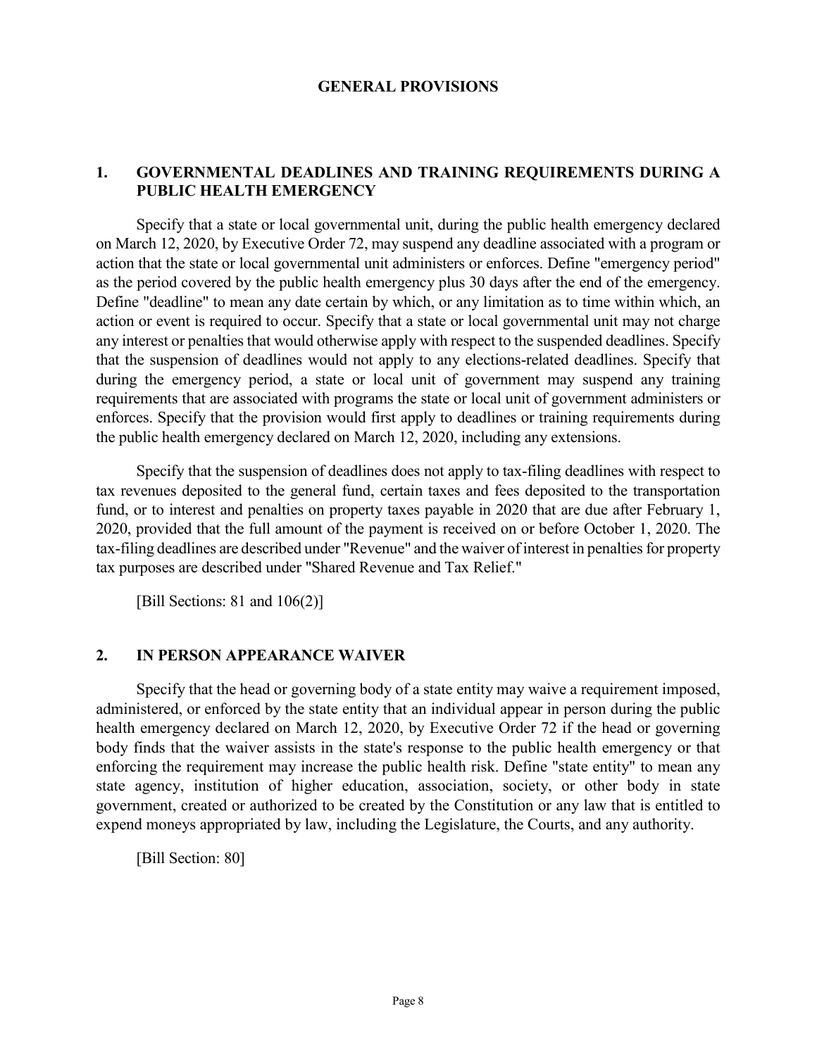# GENERAL PROVISIONS

## 1. GOVERNMENTAL DEADLINES AND TRAINING REQUIREMENTS DURING A PUBLIC HEALTH EMERGENCY

Specify that a state or local governmental unit, during the public health emergency declared on March 12, 2020, by Executive Order 72, may suspend any deadline associated with a program or action that the state or local governmental unit administers or enforces. Define "emergency period" as the period covered by the public health emergency plus 30 days after the end of the emergency. Define "deadline" to mean any date certain by which, or any limitation as to time within which, an action or event is required to occur. Specify that a state or local governmental unit may not charge any interest or penalties that would otherwise apply with respect to the suspended deadlines. Specify that the suspension of deadlines would not apply to any elections-related deadlines. Specify that during the emergency period, a state or local unit of government may suspend any training requirements that are associated with programs the state or local unit of government administers or enforces. Specify that the provision would first apply to deadlines or training requirements during the public health emergency declared on March 12, 2020, including any extensions.

Specify that the suspension of deadlines does not apply to tax-filing deadlines with respect to tax revenues deposited to the general fund, certain taxes and fees deposited to the transportation fund, or to interest and penalties on property taxes payable in 2020 that are due after February 1, 2020, provided that the full amount of the payment is received on or before October 1, 2020. The tax-filing deadlines are described under "Revenue" and the waiver of interest in penalties for property tax purposes are described under "Shared Revenue and Tax Relief."

[Bill Sections: 81 and 106(2)]

## 2. IN PERSON APPEARANCE WAIVER

Specify that the head or governing body of a state entity may waive a requirement imposed, administered, or enforced by the state entity that an individual appear in person during the public health emergency declared on March 12, 2020, by Executive Order 72 if the head or governing body finds that the waiver assists in the state's response to the public health emergency or that enforcing the requirement may increase the public health risk. Define "state entity" to mean any state agency, institution of higher education, association, society, or other body in state government, created or authorized to be created by the Constitution or any law that is entitled to expend moneys appropriated by law, including the Legislature, the Courts, and any authority.

[Bill Section: 80]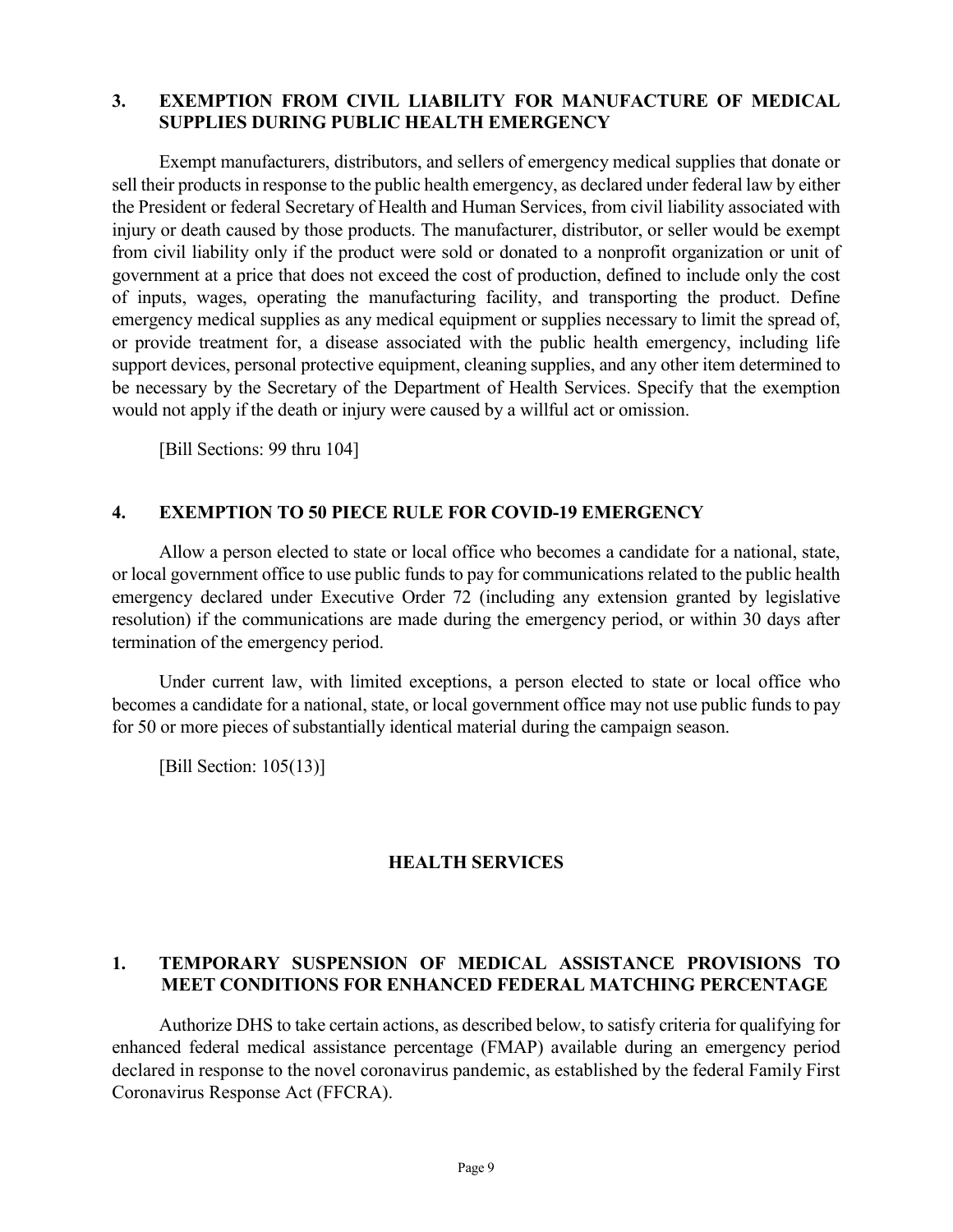### 3. EXEMPTION FROM CIVIL LIABILITY FOR MANUFACTURE OF MEDICAL SUPPLIES DURING PUBLIC HEALTH EMERGENCY

Exempt manufacturers, distributors, and sellers of emergency medical supplies that donate or sell their products in response to the public health emergency, as declared under federal law by either the President or federal Secretary of Health and Human Services, from civil liability associated with injury or death caused by those products. The manufacturer, distributor, or seller would be exempt from civil liability only if the product were sold or donated to a nonprofit organization or unit of government at a price that does not exceed the cost of production, defined to include only the cost of inputs, wages, operating the manufacturing facility, and transporting the product. Define emergency medical supplies as any medical equipment or supplies necessary to limit the spread of, or provide treatment for, a disease associated with the public health emergency, including life support devices, personal protective equipment, cleaning supplies, and any other item determined to be necessary by the Secretary of the Department of Health Services. Specify that the exemption would not apply if the death or injury were caused by a willful act or omission.

[Bill Sections: 99 thru 104]

### 4. EXEMPTION TO 50 PIECE RULE FOR COVID-19 EMERGENCY

Allow a person elected to state or local office who becomes a candidate for a national, state, or local government office to use public funds to pay for communications related to the public health emergency declared under Executive Order 72 (including any extension granted by legislative resolution) if the communications are made during the emergency period, or within 30 days after termination of the emergency period.

Under current law, with limited exceptions, a person elected to state or local office who becomes a candidate for a national, state, or local government office may not use public funds to pay for 50 or more pieces of substantially identical material during the campaign season.

[Bill Section: 105(13)]

## HEALTH SERVICES

### 1. TEMPORARY SUSPENSION OF MEDICAL ASSISTANCE PROVISIONS TO MEET CONDITIONS FOR ENHANCED FEDERAL MATCHING PERCENTAGE

Authorize DHS to take certain actions, as described below, to satisfy criteria for qualifying for enhanced federal medical assistance percentage (FMAP) available during an emergency period declared in response to the novel coronavirus pandemic, as established by the federal Family First Coronavirus Response Act (FFCRA).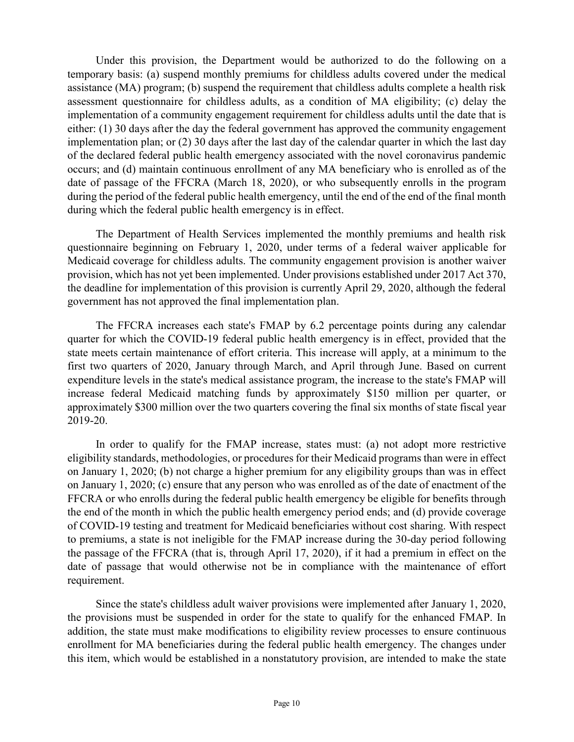Under this provision, the Department would be authorized to do the following on a temporary basis: (a) suspend monthly premiums for childless adults covered under the medical assistance (MA) program; (b) suspend the requirement that childless adults complete a health risk assessment questionnaire for childless adults, as a condition of MA eligibility; (c) delay the implementation of a community engagement requirement for childless adults until the date that is either: (1) 30 days after the day the federal government has approved the community engagement implementation plan; or (2) 30 days after the last day of the calendar quarter in which the last day of the declared federal public health emergency associated with the novel coronavirus pandemic occurs; and (d) maintain continuous enrollment of any MA beneficiary who is enrolled as of the date of passage of the FFCRA (March 18, 2020), or who subsequently enrolls in the program during the period of the federal public health emergency, until the end of the end of the final month during which the federal public health emergency is in effect.

The Department of Health Services implemented the monthly premiums and health risk questionnaire beginning on February 1, 2020, under terms of a federal waiver applicable for Medicaid coverage for childless adults. The community engagement provision is another waiver provision, which has not yet been implemented. Under provisions established under 2017 Act 370, the deadline for implementation of this provision is currently April 29, 2020, although the federal government has not approved the final implementation plan.

The FFCRA increases each state's FMAP by 6.2 percentage points during any calendar quarter for which the COVID-19 federal public health emergency is in effect, provided that the state meets certain maintenance of effort criteria. This increase will apply, at a minimum to the first two quarters of 2020, January through March, and April through June. Based on current expenditure levels in the state's medical assistance program, the increase to the state's FMAP will increase federal Medicaid matching funds by approximately $150 million per quarter, or approximately $300 million over the two quarters covering the final six months of state fiscal year 2019-20.

In order to qualify for the FMAP increase, states must: (a) not adopt more restrictive eligibility standards, methodologies, or procedures for their Medicaid programs than were in effect on January 1, 2020; (b) not charge a higher premium for any eligibility groups than was in effect on January 1, 2020; (c) ensure that any person who was enrolled as of the date of enactment of the FFCRA or who enrolls during the federal public health emergency be eligible for benefits through the end of the month in which the public health emergency period ends; and (d) provide coverage of COVID-19 testing and treatment for Medicaid beneficiaries without cost sharing. With respect to premiums, a state is not ineligible for the FMAP increase during the 30-day period following the passage of the FFCRA (that is, through April 17, 2020), if it had a premium in effect on the date of passage that would otherwise not be in compliance with the maintenance of effort requirement.

Since the state's childless adult waiver provisions were implemented after January 1, 2020, the provisions must be suspended in order for the state to qualify for the enhanced FMAP. In addition, the state must make modifications to eligibility review processes to ensure continuous enrollment for MA beneficiaries during the federal public health emergency. The changes under this item, which would be established in a nonstatutory provision, are intended to make the state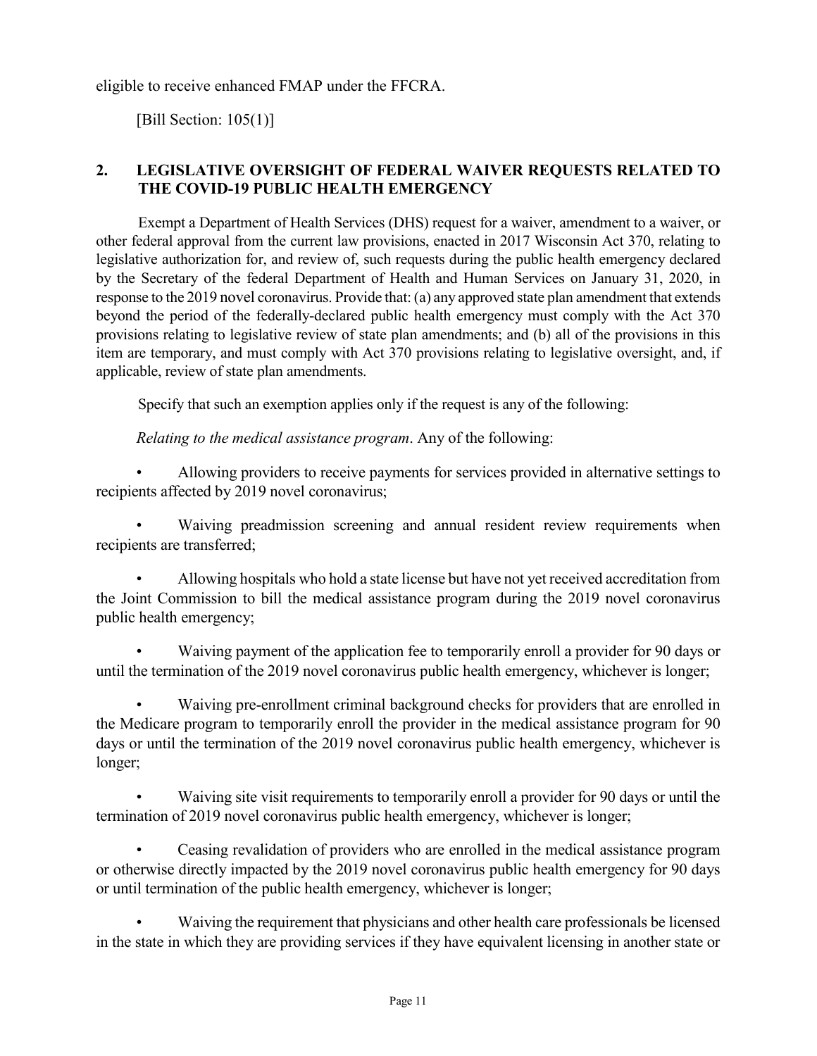eligible to receive enhanced FMAP under the FFCRA.

[Bill Section: 105(1)]

## 2. LEGISLATIVE OVERSIGHT OF FEDERAL WAIVER REQUESTS RELATED TO THE COVID-19 PUBLIC HEALTH EMERGENCY

Exempt a Department of Health Services (DHS) request for a waiver, amendment to a waiver, or other federal approval from the current law provisions, enacted in 2017 Wisconsin Act 370, relating to legislative authorization for, and review of, such requests during the public health emergency declared by the Secretary of the federal Department of Health and Human Services on January 31, 2020, in response to the 2019 novel coronavirus. Provide that: (a) any approved state plan amendment that extends beyond the period of the federally-declared public health emergency must comply with the Act 370 provisions relating to legislative review of state plan amendments; and (b) all of the provisions in this item are temporary, and must comply with Act 370 provisions relating to legislative oversight, and, if applicable, review of state plan amendments.

Specify that such an exemption applies only if the request is any of the following:

*Relating to the medical assistance program*. Any of the following:

- Allowing providers to receive payments for services provided in alternative settings to recipients affected by 2019 novel coronavirus;
- Waiving preadmission screening and annual resident review requirements when recipients are transferred;
- Allowing hospitals who hold a state license but have not yet received accreditation from the Joint Commission to bill the medical assistance program during the 2019 novel coronavirus public health emergency;
- Waiving payment of the application fee to temporarily enroll a provider for 90 days or until the termination of the 2019 novel coronavirus public health emergency, whichever is longer;
- Waiving pre-enrollment criminal background checks for providers that are enrolled in the Medicare program to temporarily enroll the provider in the medical assistance program for 90 days or until the termination of the 2019 novel coronavirus public health emergency, whichever is longer;
- Waiving site visit requirements to temporarily enroll a provider for 90 days or until the termination of 2019 novel coronavirus public health emergency, whichever is longer;
- Ceasing revalidation of providers who are enrolled in the medical assistance program or otherwise directly impacted by the 2019 novel coronavirus public health emergency for 90 days or until termination of the public health emergency, whichever is longer;
- Waiving the requirement that physicians and other health care professionals be licensed in the state in which they are providing services if they have equivalent licensing in another state or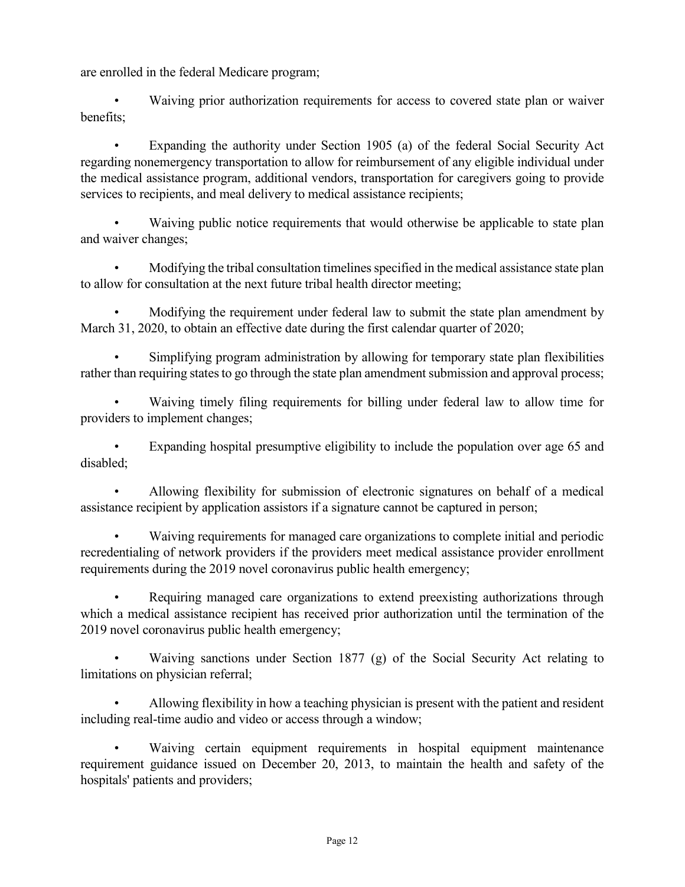are enrolled in the federal Medicare program;

- Waiving prior authorization requirements for access to covered state plan or waiver benefits;

- Expanding the authority under Section 1905 (a) of the federal Social Security Act regarding nonemergency transportation to allow for reimbursement of any eligible individual under the medical assistance program, additional vendors, transportation for caregivers going to provide services to recipients, and meal delivery to medical assistance recipients;

- Waiving public notice requirements that would otherwise be applicable to state plan and waiver changes;

- Modifying the tribal consultation timelines specified in the medical assistance state plan to allow for consultation at the next future tribal health director meeting;

- Modifying the requirement under federal law to submit the state plan amendment by March 31, 2020, to obtain an effective date during the first calendar quarter of 2020;

- Simplifying program administration by allowing for temporary state plan flexibilities rather than requiring states to go through the state plan amendment submission and approval process;

- Waiving timely filing requirements for billing under federal law to allow time for providers to implement changes;

- Expanding hospital presumptive eligibility to include the population over age 65 and disabled;

- Allowing flexibility for submission of electronic signatures on behalf of a medical assistance recipient by application assistors if a signature cannot be captured in person;

- Waiving requirements for managed care organizations to complete initial and periodic recredentialing of network providers if the providers meet medical assistance provider enrollment requirements during the 2019 novel coronavirus public health emergency;

- Requiring managed care organizations to extend preexisting authorizations through which a medical assistance recipient has received prior authorization until the termination of the 2019 novel coronavirus public health emergency;

- Waiving sanctions under Section 1877 (g) of the Social Security Act relating to limitations on physician referral;

- Allowing flexibility in how a teaching physician is present with the patient and resident including real-time audio and video or access through a window;

- Waiving certain equipment requirements in hospital equipment maintenance requirement guidance issued on December 20, 2013, to maintain the health and safety of the hospitals' patients and providers;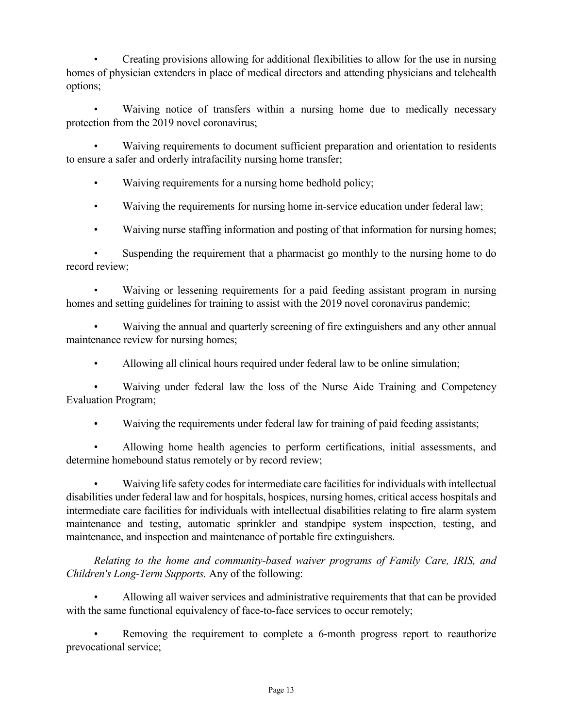- Creating provisions allowing for additional flexibilities to allow for the use in nursing homes of physician extenders in place of medical directors and attending physicians and telehealth options;

- Waiving notice of transfers within a nursing home due to medically necessary protection from the 2019 novel coronavirus;

- Waiving requirements to document sufficient preparation and orientation to residents to ensure a safer and orderly intrafacility nursing home transfer;

- Waiving requirements for a nursing home bedhold policy;

- Waiving the requirements for nursing home in-service education under federal law;

- Waiving nurse staffing information and posting of that information for nursing homes;

- Suspending the requirement that a pharmacist go monthly to the nursing home to do record review;

- Waiving or lessening requirements for a paid feeding assistant program in nursing homes and setting guidelines for training to assist with the 2019 novel coronavirus pandemic;

- Waiving the annual and quarterly screening of fire extinguishers and any other annual maintenance review for nursing homes;

- Allowing all clinical hours required under federal law to be online simulation;

- Waiving under federal law the loss of the Nurse Aide Training and Competency Evaluation Program;

- Waiving the requirements under federal law for training of paid feeding assistants;

- Allowing home health agencies to perform certifications, initial assessments, and determine homebound status remotely or by record review;

- Waiving life safety codes for intermediate care facilities for individuals with intellectual disabilities under federal law and for hospitals, hospices, nursing homes, critical access hospitals and intermediate care facilities for individuals with intellectual disabilities relating to fire alarm system maintenance and testing, automatic sprinkler and standpipe system inspection, testing, and maintenance, and inspection and maintenance of portable fire extinguishers.

*Relating to the home and community-based waiver programs of Family Care, IRIS, and Children's Long-Term Supports.* Any of the following:

- Allowing all waiver services and administrative requirements that that can be provided with the same functional equivalency of face-to-face services to occur remotely;

- Removing the requirement to complete a 6-month progress report to reauthorize prevocational service;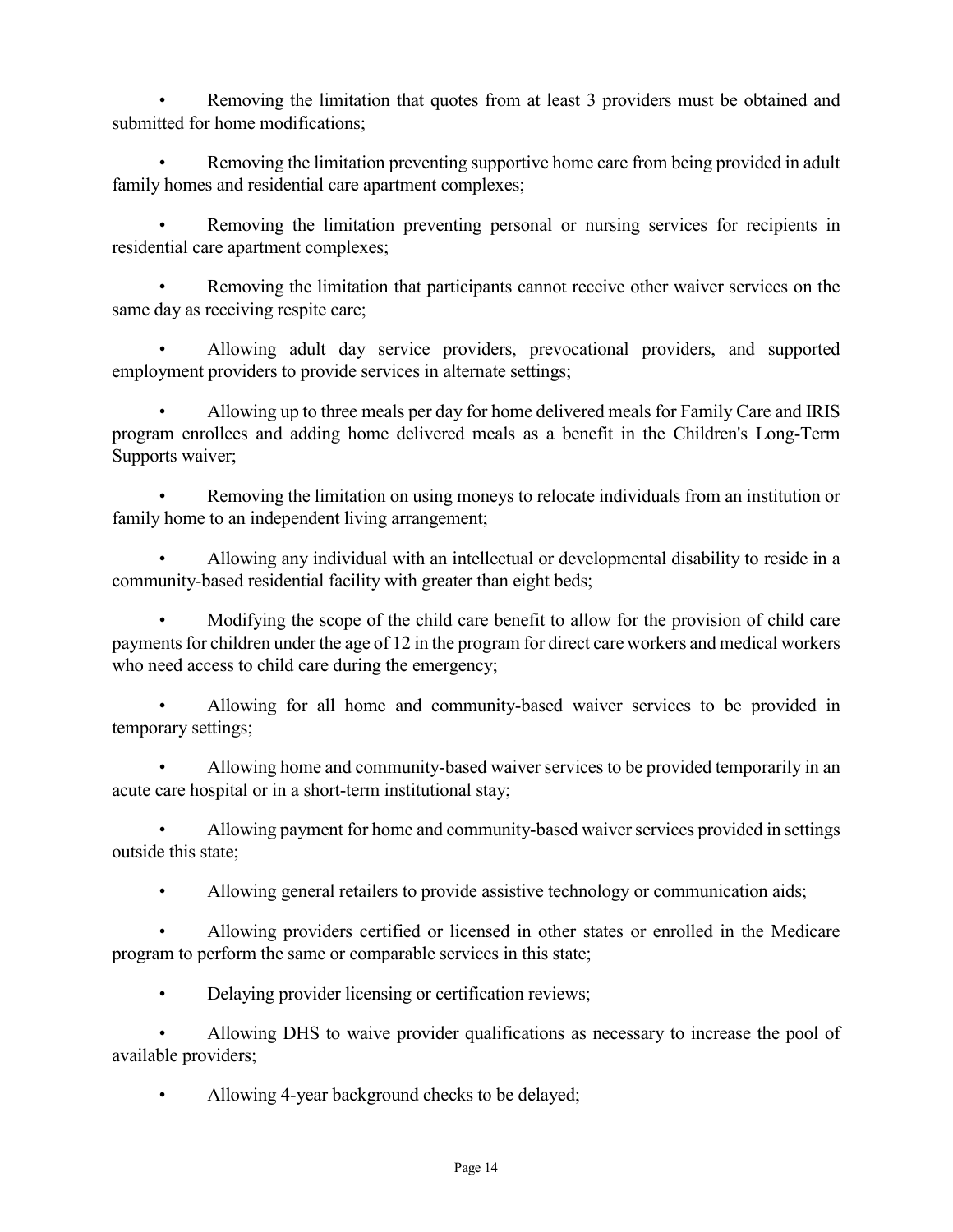- Removing the limitation that quotes from at least 3 providers must be obtained and submitted for home modifications;

- Removing the limitation preventing supportive home care from being provided in adult family homes and residential care apartment complexes;

- Removing the limitation preventing personal or nursing services for recipients in residential care apartment complexes;

- Removing the limitation that participants cannot receive other waiver services on the same day as receiving respite care;

- Allowing adult day service providers, prevocational providers, and supported employment providers to provide services in alternate settings;

- Allowing up to three meals per day for home delivered meals for Family Care and IRIS program enrollees and adding home delivered meals as a benefit in the Children's Long-Term Supports waiver;

- Removing the limitation on using moneys to relocate individuals from an institution or family home to an independent living arrangement;

- Allowing any individual with an intellectual or developmental disability to reside in a community-based residential facility with greater than eight beds;

- Modifying the scope of the child care benefit to allow for the provision of child care payments for children under the age of 12 in the program for direct care workers and medical workers who need access to child care during the emergency;

- Allowing for all home and community-based waiver services to be provided in temporary settings;

- Allowing home and community-based waiver services to be provided temporarily in an acute care hospital or in a short-term institutional stay;

- Allowing payment for home and community-based waiver services provided in settings outside this state;

- Allowing general retailers to provide assistive technology or communication aids;

- Allowing providers certified or licensed in other states or enrolled in the Medicare program to perform the same or comparable services in this state;

- Delaying provider licensing or certification reviews;

- Allowing DHS to waive provider qualifications as necessary to increase the pool of available providers;

- Allowing 4-year background checks to be delayed;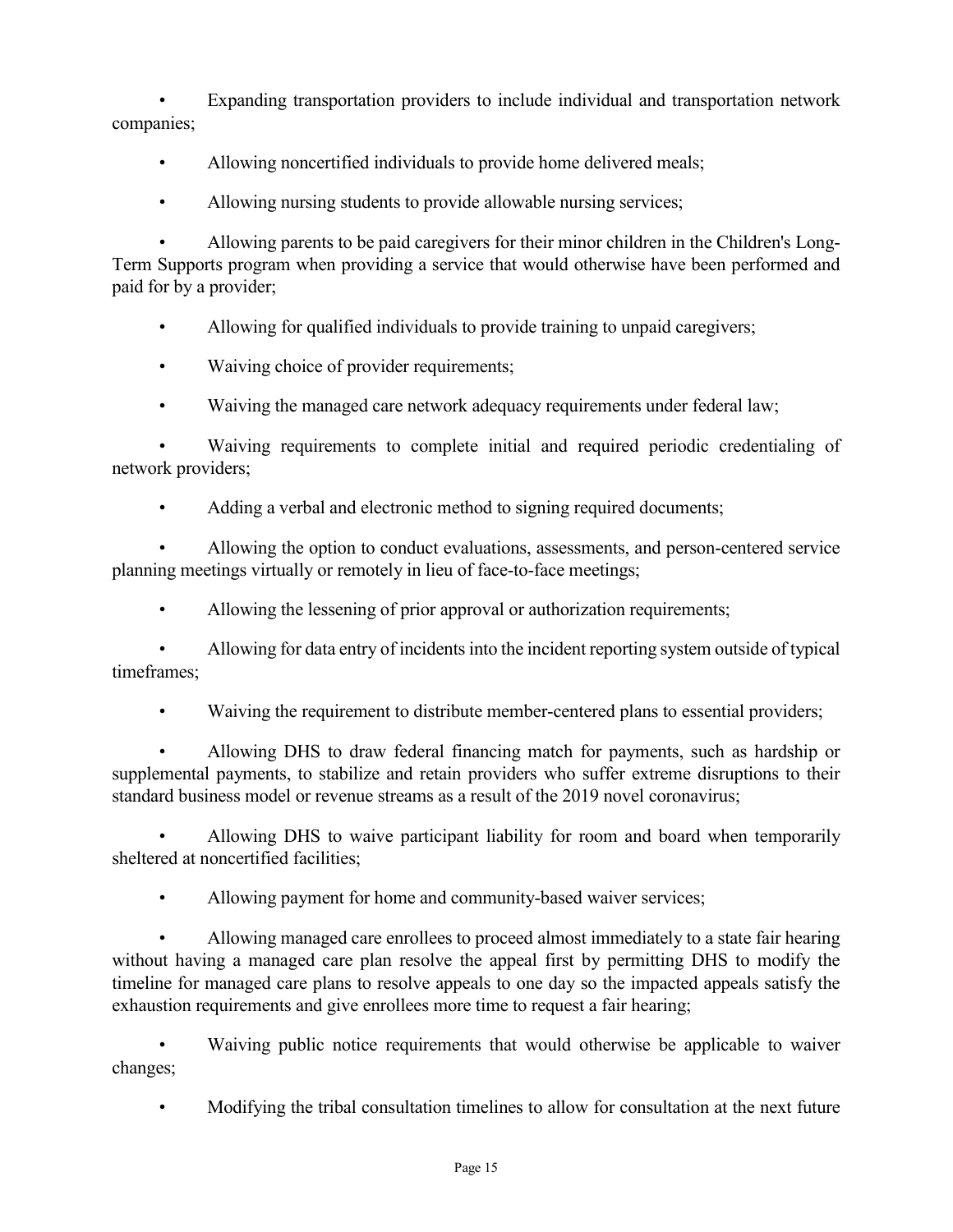- Expanding transportation providers to include individual and transportation network companies;
- Allowing noncertified individuals to provide home delivered meals;
- Allowing nursing students to provide allowable nursing services;
- Allowing parents to be paid caregivers for their minor children in the Children's Long-Term Supports program when providing a service that would otherwise have been performed and paid for by a provider;
- Allowing for qualified individuals to provide training to unpaid caregivers;
- Waiving choice of provider requirements;
- Waiving the managed care network adequacy requirements under federal law;
- Waiving requirements to complete initial and required periodic credentialing of network providers;
- Adding a verbal and electronic method to signing required documents;
- Allowing the option to conduct evaluations, assessments, and person-centered service planning meetings virtually or remotely in lieu of face-to-face meetings;
- Allowing the lessening of prior approval or authorization requirements;
- Allowing for data entry of incidents into the incident reporting system outside of typical timeframes;
- Waiving the requirement to distribute member-centered plans to essential providers;
- Allowing DHS to draw federal financing match for payments, such as hardship or supplemental payments, to stabilize and retain providers who suffer extreme disruptions to their standard business model or revenue streams as a result of the 2019 novel coronavirus;
- Allowing DHS to waive participant liability for room and board when temporarily sheltered at noncertified facilities;
- Allowing payment for home and community-based waiver services;
- Allowing managed care enrollees to proceed almost immediately to a state fair hearing without having a managed care plan resolve the appeal first by permitting DHS to modify the timeline for managed care plans to resolve appeals to one day so the impacted appeals satisfy the exhaustion requirements and give enrollees more time to request a fair hearing;
- Waiving public notice requirements that would otherwise be applicable to waiver changes;
- Modifying the tribal consultation timelines to allow for consultation at the next future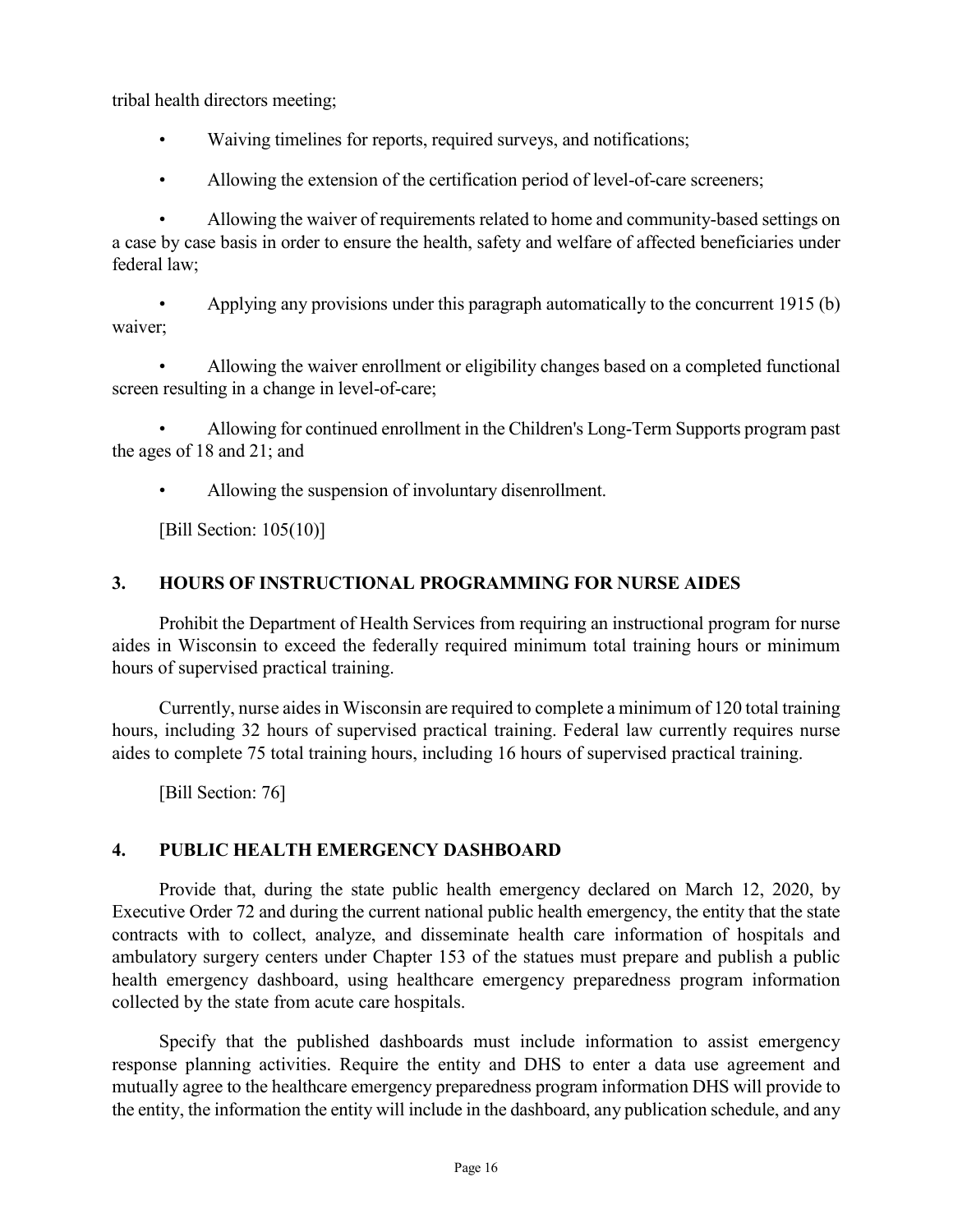tribal health directors meeting;

- Waiving timelines for reports, required surveys, and notifications;
- Allowing the extension of the certification period of level-of-care screeners;
- Allowing the waiver of requirements related to home and community-based settings on a case by case basis in order to ensure the health, safety and welfare of affected beneficiaries under federal law;
- Applying any provisions under this paragraph automatically to the concurrent 1915 (b) waiver;
- Allowing the waiver enrollment or eligibility changes based on a completed functional screen resulting in a change in level-of-care;
- Allowing for continued enrollment in the Children's Long-Term Supports program past the ages of 18 and 21; and
- Allowing the suspension of involuntary disenrollment.

[Bill Section: 105(10)]

## 3. HOURS OF INSTRUCTIONAL PROGRAMMING FOR NURSE AIDES

Prohibit the Department of Health Services from requiring an instructional program for nurse aides in Wisconsin to exceed the federally required minimum total training hours or minimum hours of supervised practical training.

Currently, nurse aides in Wisconsin are required to complete a minimum of 120 total training hours, including 32 hours of supervised practical training. Federal law currently requires nurse aides to complete 75 total training hours, including 16 hours of supervised practical training.

[Bill Section: 76]

## 4. PUBLIC HEALTH EMERGENCY DASHBOARD

Provide that, during the state public health emergency declared on March 12, 2020, by Executive Order 72 and during the current national public health emergency, the entity that the state contracts with to collect, analyze, and disseminate health care information of hospitals and ambulatory surgery centers under Chapter 153 of the statues must prepare and publish a public health emergency dashboard, using healthcare emergency preparedness program information collected by the state from acute care hospitals.

Specify that the published dashboards must include information to assist emergency response planning activities. Require the entity and DHS to enter a data use agreement and mutually agree to the healthcare emergency preparedness program information DHS will provide to the entity, the information the entity will include in the dashboard, any publication schedule, and any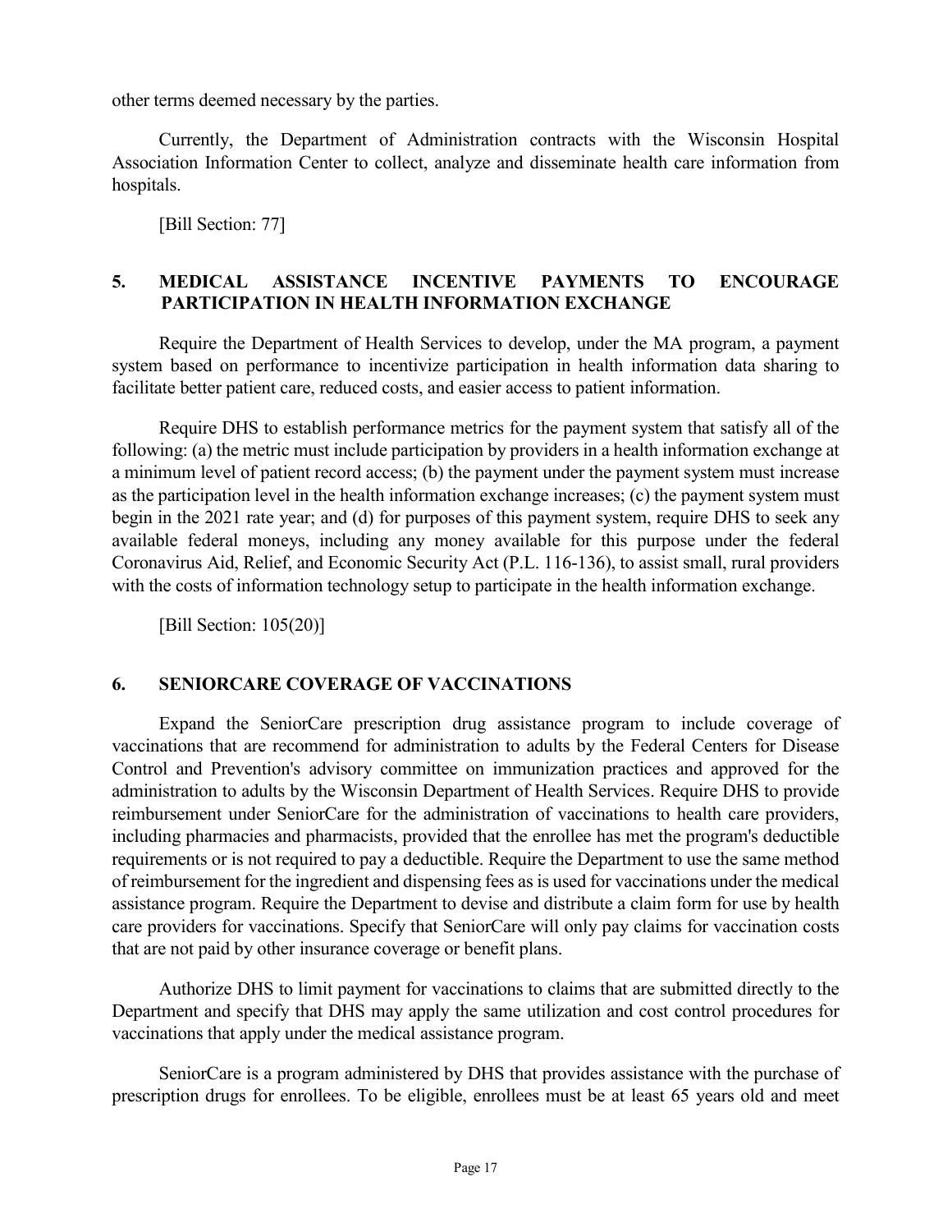other terms deemed necessary by the parties.

Currently, the Department of Administration contracts with the Wisconsin Hospital Association Information Center to collect, analyze and disseminate health care information from hospitals.

[Bill Section: 77]

## 5. MEDICAL ASSISTANCE INCENTIVE PAYMENTS TO ENCOURAGE PARTICIPATION IN HEALTH INFORMATION EXCHANGE

Require the Department of Health Services to develop, under the MA program, a payment system based on performance to incentivize participation in health information data sharing to facilitate better patient care, reduced costs, and easier access to patient information.

Require DHS to establish performance metrics for the payment system that satisfy all of the following: (a) the metric must include participation by providers in a health information exchange at a minimum level of patient record access; (b) the payment under the payment system must increase as the participation level in the health information exchange increases; (c) the payment system must begin in the 2021 rate year; and (d) for purposes of this payment system, require DHS to seek any available federal moneys, including any money available for this purpose under the federal Coronavirus Aid, Relief, and Economic Security Act (P.L. 116-136), to assist small, rural providers with the costs of information technology setup to participate in the health information exchange.

[Bill Section: 105(20)]

## 6. SENIORCARE COVERAGE OF VACCINATIONS

Expand the SeniorCare prescription drug assistance program to include coverage of vaccinations that are recommend for administration to adults by the Federal Centers for Disease Control and Prevention's advisory committee on immunization practices and approved for the administration to adults by the Wisconsin Department of Health Services. Require DHS to provide reimbursement under SeniorCare for the administration of vaccinations to health care providers, including pharmacies and pharmacists, provided that the enrollee has met the program's deductible requirements or is not required to pay a deductible. Require the Department to use the same method of reimbursement for the ingredient and dispensing fees as is used for vaccinations under the medical assistance program. Require the Department to devise and distribute a claim form for use by health care providers for vaccinations. Specify that SeniorCare will only pay claims for vaccination costs that are not paid by other insurance coverage or benefit plans.

Authorize DHS to limit payment for vaccinations to claims that are submitted directly to the Department and specify that DHS may apply the same utilization and cost control procedures for vaccinations that apply under the medical assistance program.

SeniorCare is a program administered by DHS that provides assistance with the purchase of prescription drugs for enrollees. To be eligible, enrollees must be at least 65 years old and meet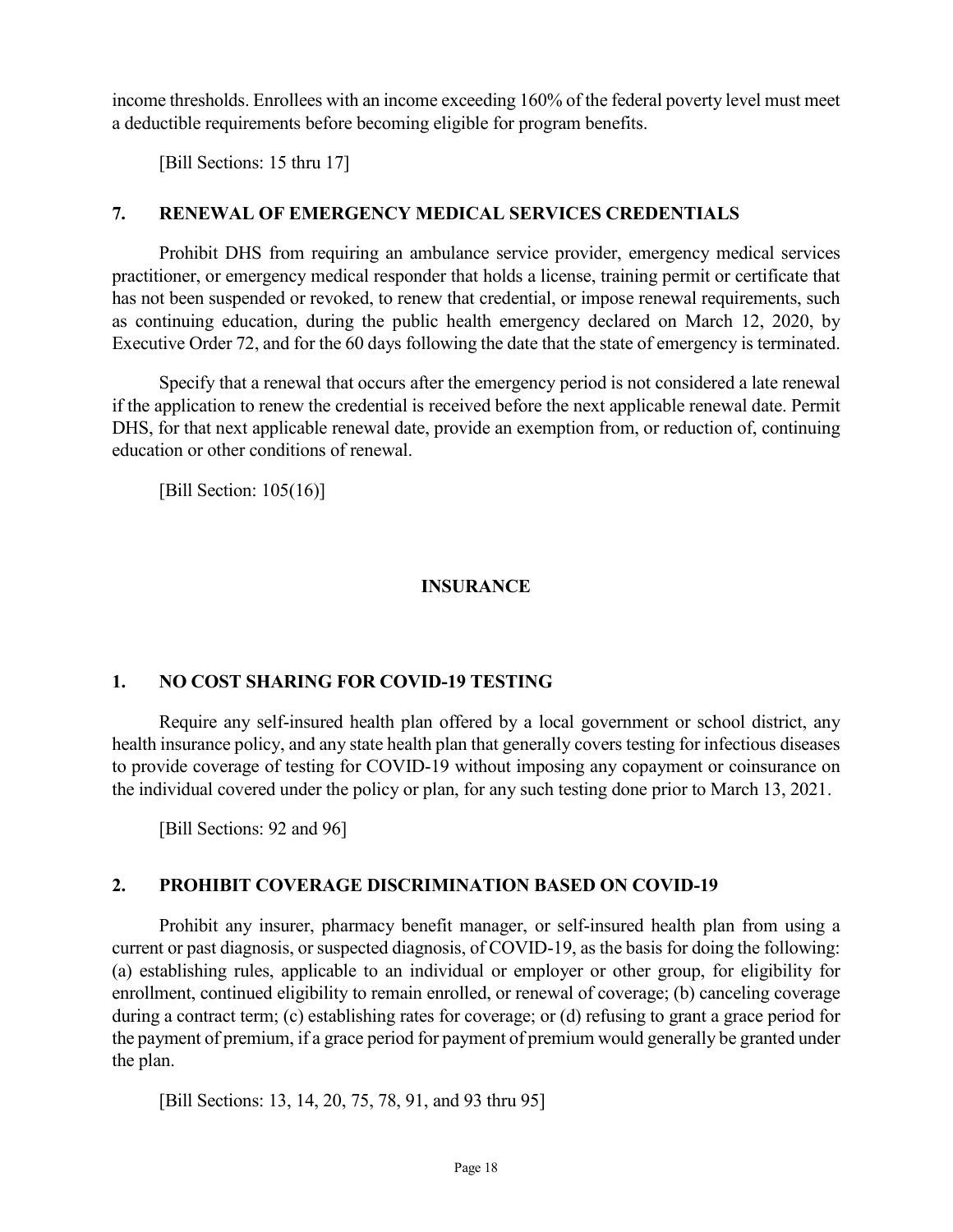income thresholds. Enrollees with an income exceeding 160% of the federal poverty level must meet a deductible requirements before becoming eligible for program benefits.

[Bill Sections: 15 thru 17]

### 7. RENEWAL OF EMERGENCY MEDICAL SERVICES CREDENTIALS

Prohibit DHS from requiring an ambulance service provider, emergency medical services practitioner, or emergency medical responder that holds a license, training permit or certificate that has not been suspended or revoked, to renew that credential, or impose renewal requirements, such as continuing education, during the public health emergency declared on March 12, 2020, by Executive Order 72, and for the 60 days following the date that the state of emergency is terminated.

Specify that a renewal that occurs after the emergency period is not considered a late renewal if the application to renew the credential is received before the next applicable renewal date. Permit DHS, for that next applicable renewal date, provide an exemption from, or reduction of, continuing education or other conditions of renewal.

[Bill Section: 105(16)]

## INSURANCE

### 1. NO COST SHARING FOR COVID-19 TESTING

Require any self-insured health plan offered by a local government or school district, any health insurance policy, and any state health plan that generally covers testing for infectious diseases to provide coverage of testing for COVID-19 without imposing any copayment or coinsurance on the individual covered under the policy or plan, for any such testing done prior to March 13, 2021.

[Bill Sections: 92 and 96]

### 2. PROHIBIT COVERAGE DISCRIMINATION BASED ON COVID-19

Prohibit any insurer, pharmacy benefit manager, or self-insured health plan from using a current or past diagnosis, or suspected diagnosis, of COVID-19, as the basis for doing the following: (a) establishing rules, applicable to an individual or employer or other group, for eligibility for enrollment, continued eligibility to remain enrolled, or renewal of coverage; (b) canceling coverage during a contract term; (c) establishing rates for coverage; or (d) refusing to grant a grace period for the payment of premium, if a grace period for payment of premium would generally be granted under the plan.

[Bill Sections: 13, 14, 20, 75, 78, 91, and 93 thru 95]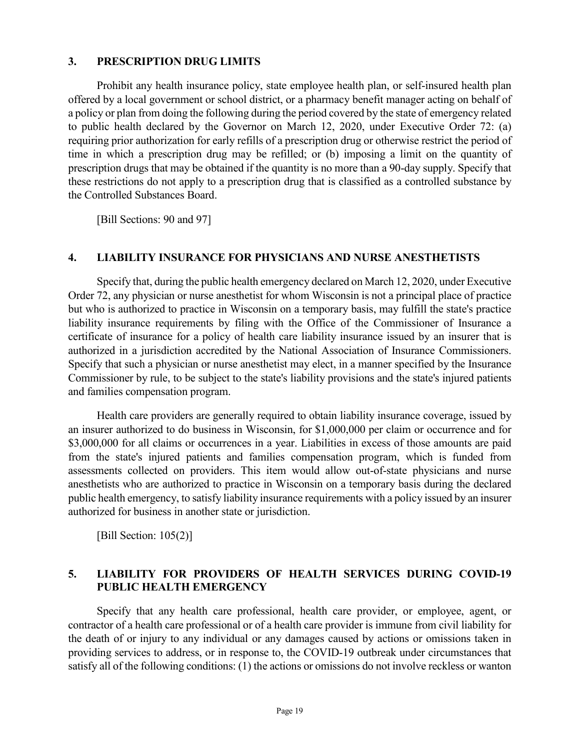## 3. PRESCRIPTION DRUG LIMITS

Prohibit any health insurance policy, state employee health plan, or self-insured health plan offered by a local government or school district, or a pharmacy benefit manager acting on behalf of a policy or plan from doing the following during the period covered by the state of emergency related to public health declared by the Governor on March 12, 2020, under Executive Order 72: (a) requiring prior authorization for early refills of a prescription drug or otherwise restrict the period of time in which a prescription drug may be refilled; or (b) imposing a limit on the quantity of prescription drugs that may be obtained if the quantity is no more than a 90-day supply. Specify that these restrictions do not apply to a prescription drug that is classified as a controlled substance by the Controlled Substances Board.

[Bill Sections: 90 and 97]

## 4. LIABILITY INSURANCE FOR PHYSICIANS AND NURSE ANESTHETISTS

Specify that, during the public health emergency declared on March 12, 2020, under Executive Order 72, any physician or nurse anesthetist for whom Wisconsin is not a principal place of practice but who is authorized to practice in Wisconsin on a temporary basis, may fulfill the state's practice liability insurance requirements by filing with the Office of the Commissioner of Insurance a certificate of insurance for a policy of health care liability insurance issued by an insurer that is authorized in a jurisdiction accredited by the National Association of Insurance Commissioners. Specify that such a physician or nurse anesthetist may elect, in a manner specified by the Insurance Commissioner by rule, to be subject to the state's liability provisions and the state's injured patients and families compensation program.

Health care providers are generally required to obtain liability insurance coverage, issued by an insurer authorized to do business in Wisconsin, for $1,000,000 per claim or occurrence and for $3,000,000 for all claims or occurrences in a year. Liabilities in excess of those amounts are paid from the state's injured patients and families compensation program, which is funded from assessments collected on providers. This item would allow out-of-state physicians and nurse anesthetists who are authorized to practice in Wisconsin on a temporary basis during the declared public health emergency, to satisfy liability insurance requirements with a policy issued by an insurer authorized for business in another state or jurisdiction.

[Bill Section: 105(2)]

## 5. LIABILITY FOR PROVIDERS OF HEALTH SERVICES DURING COVID-19 PUBLIC HEALTH EMERGENCY

Specify that any health care professional, health care provider, or employee, agent, or contractor of a health care professional or of a health care provider is immune from civil liability for the death of or injury to any individual or any damages caused by actions or omissions taken in providing services to address, or in response to, the COVID-19 outbreak under circumstances that satisfy all of the following conditions: (1) the actions or omissions do not involve reckless or wanton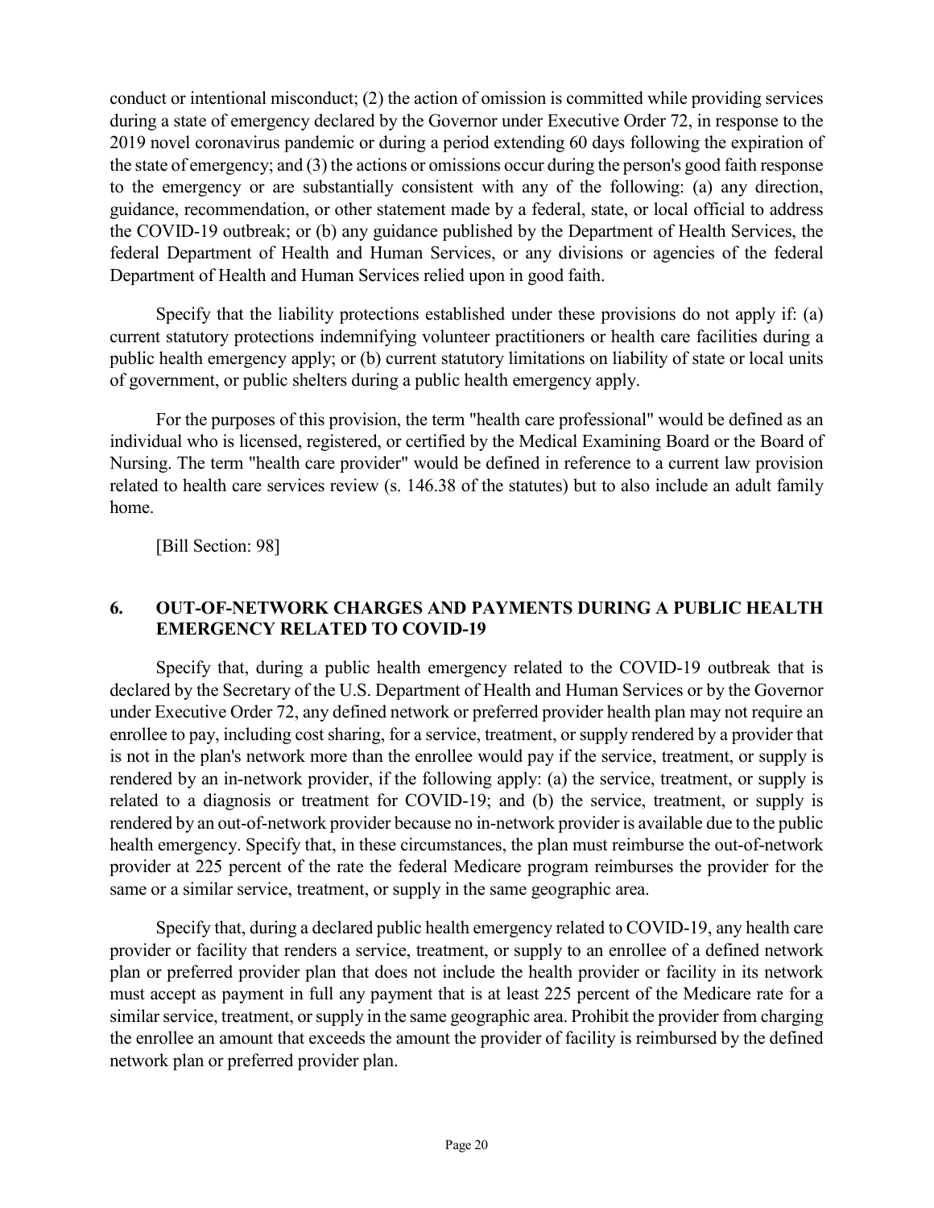conduct or intentional misconduct; (2) the action of omission is committed while providing services during a state of emergency declared by the Governor under Executive Order 72, in response to the 2019 novel coronavirus pandemic or during a period extending 60 days following the expiration of the state of emergency; and (3) the actions or omissions occur during the person's good faith response to the emergency or are substantially consistent with any of the following: (a) any direction, guidance, recommendation, or other statement made by a federal, state, or local official to address the COVID-19 outbreak; or (b) any guidance published by the Department of Health Services, the federal Department of Health and Human Services, or any divisions or agencies of the federal Department of Health and Human Services relied upon in good faith.

Specify that the liability protections established under these provisions do not apply if: (a) current statutory protections indemnifying volunteer practitioners or health care facilities during a public health emergency apply; or (b) current statutory limitations on liability of state or local units of government, or public shelters during a public health emergency apply.

For the purposes of this provision, the term "health care professional" would be defined as an individual who is licensed, registered, or certified by the Medical Examining Board or the Board of Nursing. The term "health care provider" would be defined in reference to a current law provision related to health care services review (s. 146.38 of the statutes) but to also include an adult family home.

[Bill Section: 98]

## 6. OUT-OF-NETWORK CHARGES AND PAYMENTS DURING A PUBLIC HEALTH EMERGENCY RELATED TO COVID-19

Specify that, during a public health emergency related to the COVID-19 outbreak that is declared by the Secretary of the U.S. Department of Health and Human Services or by the Governor under Executive Order 72, any defined network or preferred provider health plan may not require an enrollee to pay, including cost sharing, for a service, treatment, or supply rendered by a provider that is not in the plan's network more than the enrollee would pay if the service, treatment, or supply is rendered by an in-network provider, if the following apply: (a) the service, treatment, or supply is related to a diagnosis or treatment for COVID-19; and (b) the service, treatment, or supply is rendered by an out-of-network provider because no in-network provider is available due to the public health emergency. Specify that, in these circumstances, the plan must reimburse the out-of-network provider at 225 percent of the rate the federal Medicare program reimburses the provider for the same or a similar service, treatment, or supply in the same geographic area.

Specify that, during a declared public health emergency related to COVID-19, any health care provider or facility that renders a service, treatment, or supply to an enrollee of a defined network plan or preferred provider plan that does not include the health provider or facility in its network must accept as payment in full any payment that is at least 225 percent of the Medicare rate for a similar service, treatment, or supply in the same geographic area. Prohibit the provider from charging the enrollee an amount that exceeds the amount the provider of facility is reimbursed by the defined network plan or preferred provider plan.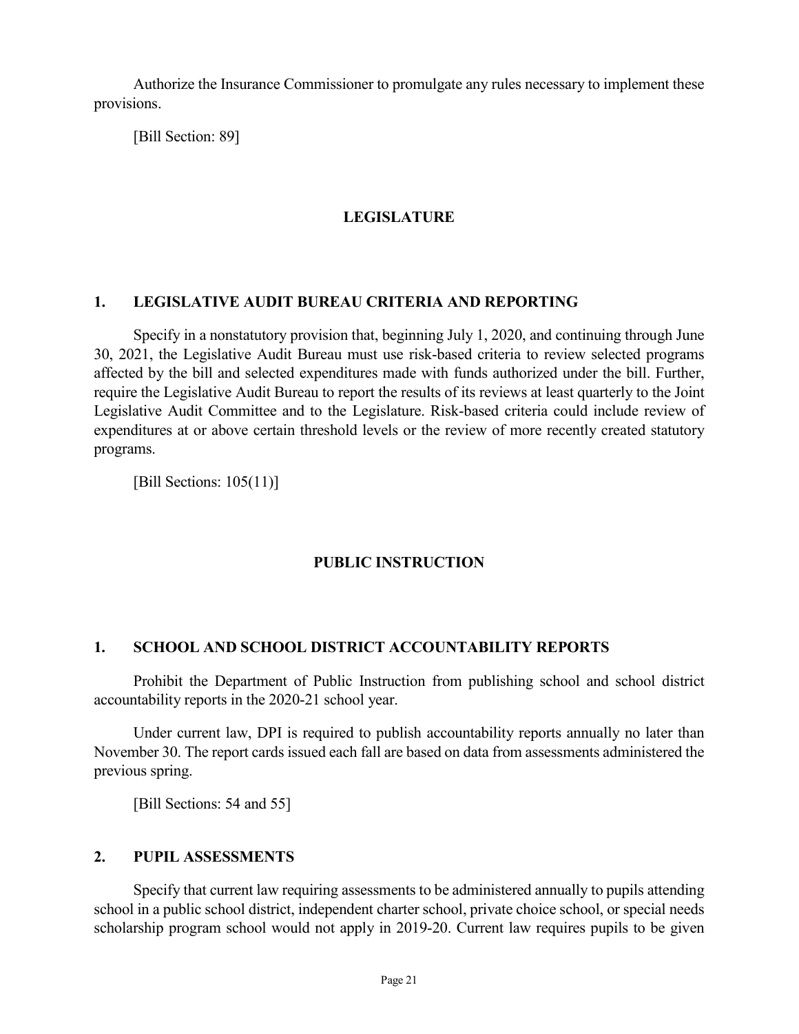Authorize the Insurance Commissioner to promulgate any rules necessary to implement these provisions.

[Bill Section: 89]

## LEGISLATURE

### 1. LEGISLATIVE AUDIT BUREAU CRITERIA AND REPORTING

Specify in a nonstatutory provision that, beginning July 1, 2020, and continuing through June 30, 2021, the Legislative Audit Bureau must use risk-based criteria to review selected programs affected by the bill and selected expenditures made with funds authorized under the bill. Further, require the Legislative Audit Bureau to report the results of its reviews at least quarterly to the Joint Legislative Audit Committee and to the Legislature. Risk-based criteria could include review of expenditures at or above certain threshold levels or the review of more recently created statutory programs.

[Bill Sections: 105(11)]

## PUBLIC INSTRUCTION

### 1. SCHOOL AND SCHOOL DISTRICT ACCOUNTABILITY REPORTS

Prohibit the Department of Public Instruction from publishing school and school district accountability reports in the 2020-21 school year.

Under current law, DPI is required to publish accountability reports annually no later than November 30. The report cards issued each fall are based on data from assessments administered the previous spring.

[Bill Sections: 54 and 55]

### 2. PUPIL ASSESSMENTS

Specify that current law requiring assessments to be administered annually to pupils attending school in a public school district, independent charter school, private choice school, or special needs scholarship program school would not apply in 2019-20. Current law requires pupils to be given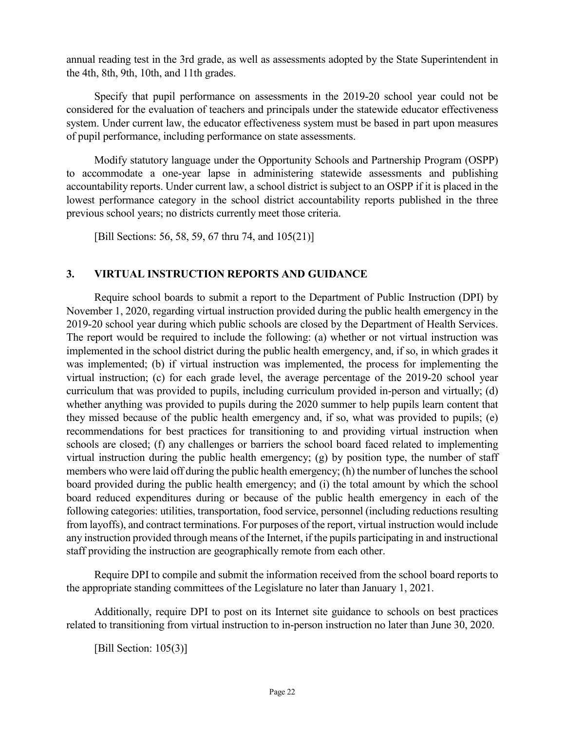annual reading test in the 3rd grade, as well as assessments adopted by the State Superintendent in the 4th, 8th, 9th, 10th, and 11th grades.

Specify that pupil performance on assessments in the 2019-20 school year could not be considered for the evaluation of teachers and principals under the statewide educator effectiveness system. Under current law, the educator effectiveness system must be based in part upon measures of pupil performance, including performance on state assessments.

Modify statutory language under the Opportunity Schools and Partnership Program (OSPP) to accommodate a one-year lapse in administering statewide assessments and publishing accountability reports. Under current law, a school district is subject to an OSPP if it is placed in the lowest performance category in the school district accountability reports published in the three previous school years; no districts currently meet those criteria.

[Bill Sections: 56, 58, 59, 67 thru 74, and 105(21)]

### 3. VIRTUAL INSTRUCTION REPORTS AND GUIDANCE

Require school boards to submit a report to the Department of Public Instruction (DPI) by November 1, 2020, regarding virtual instruction provided during the public health emergency in the 2019-20 school year during which public schools are closed by the Department of Health Services. The report would be required to include the following: (a) whether or not virtual instruction was implemented in the school district during the public health emergency, and, if so, in which grades it was implemented; (b) if virtual instruction was implemented, the process for implementing the virtual instruction; (c) for each grade level, the average percentage of the 2019-20 school year curriculum that was provided to pupils, including curriculum provided in-person and virtually; (d) whether anything was provided to pupils during the 2020 summer to help pupils learn content that they missed because of the public health emergency and, if so, what was provided to pupils; (e) recommendations for best practices for transitioning to and providing virtual instruction when schools are closed; (f) any challenges or barriers the school board faced related to implementing virtual instruction during the public health emergency; (g) by position type, the number of staff members who were laid off during the public health emergency; (h) the number of lunches the school board provided during the public health emergency; and (i) the total amount by which the school board reduced expenditures during or because of the public health emergency in each of the following categories: utilities, transportation, food service, personnel (including reductions resulting from layoffs), and contract terminations. For purposes of the report, virtual instruction would include any instruction provided through means of the Internet, if the pupils participating in and instructional staff providing the instruction are geographically remote from each other.

Require DPI to compile and submit the information received from the school board reports to the appropriate standing committees of the Legislature no later than January 1, 2021.

Additionally, require DPI to post on its Internet site guidance to schools on best practices related to transitioning from virtual instruction to in-person instruction no later than June 30, 2020.

[Bill Section: 105(3)]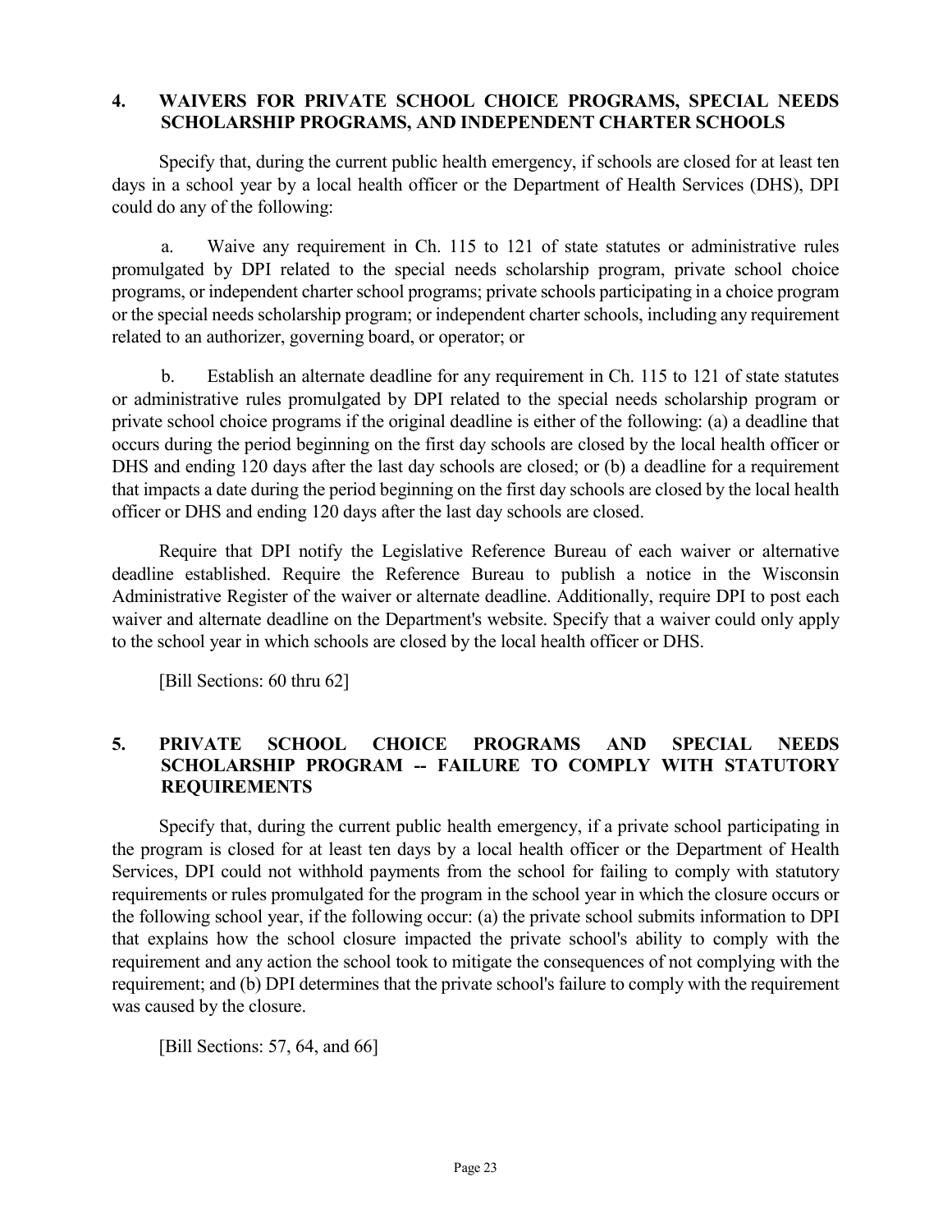## 4. WAIVERS FOR PRIVATE SCHOOL CHOICE PROGRAMS, SPECIAL NEEDS SCHOLARSHIP PROGRAMS, AND INDEPENDENT CHARTER SCHOOLS

Specify that, during the current public health emergency, if schools are closed for at least ten days in a school year by a local health officer or the Department of Health Services (DHS), DPI could do any of the following:

a. Waive any requirement in Ch. 115 to 121 of state statutes or administrative rules promulgated by DPI related to the special needs scholarship program, private school choice programs, or independent charter school programs; private schools participating in a choice program or the special needs scholarship program; or independent charter schools, including any requirement related to an authorizer, governing board, or operator; or

b. Establish an alternate deadline for any requirement in Ch. 115 to 121 of state statutes or administrative rules promulgated by DPI related to the special needs scholarship program or private school choice programs if the original deadline is either of the following: (a) a deadline that occurs during the period beginning on the first day schools are closed by the local health officer or DHS and ending 120 days after the last day schools are closed; or (b) a deadline for a requirement that impacts a date during the period beginning on the first day schools are closed by the local health officer or DHS and ending 120 days after the last day schools are closed.

Require that DPI notify the Legislative Reference Bureau of each waiver or alternative deadline established. Require the Reference Bureau to publish a notice in the Wisconsin Administrative Register of the waiver or alternate deadline. Additionally, require DPI to post each waiver and alternate deadline on the Department's website. Specify that a waiver could only apply to the school year in which schools are closed by the local health officer or DHS.

[Bill Sections: 60 thru 62]

## 5. PRIVATE SCHOOL CHOICE PROGRAMS AND SPECIAL NEEDS SCHOLARSHIP PROGRAM -- FAILURE TO COMPLY WITH STATUTORY REQUIREMENTS

Specify that, during the current public health emergency, if a private school participating in the program is closed for at least ten days by a local health officer or the Department of Health Services, DPI could not withhold payments from the school for failing to comply with statutory requirements or rules promulgated for the program in the school year in which the closure occurs or the following school year, if the following occur: (a) the private school submits information to DPI that explains how the school closure impacted the private school's ability to comply with the requirement and any action the school took to mitigate the consequences of not complying with the requirement; and (b) DPI determines that the private school's failure to comply with the requirement was caused by the closure.

[Bill Sections: 57, 64, and 66]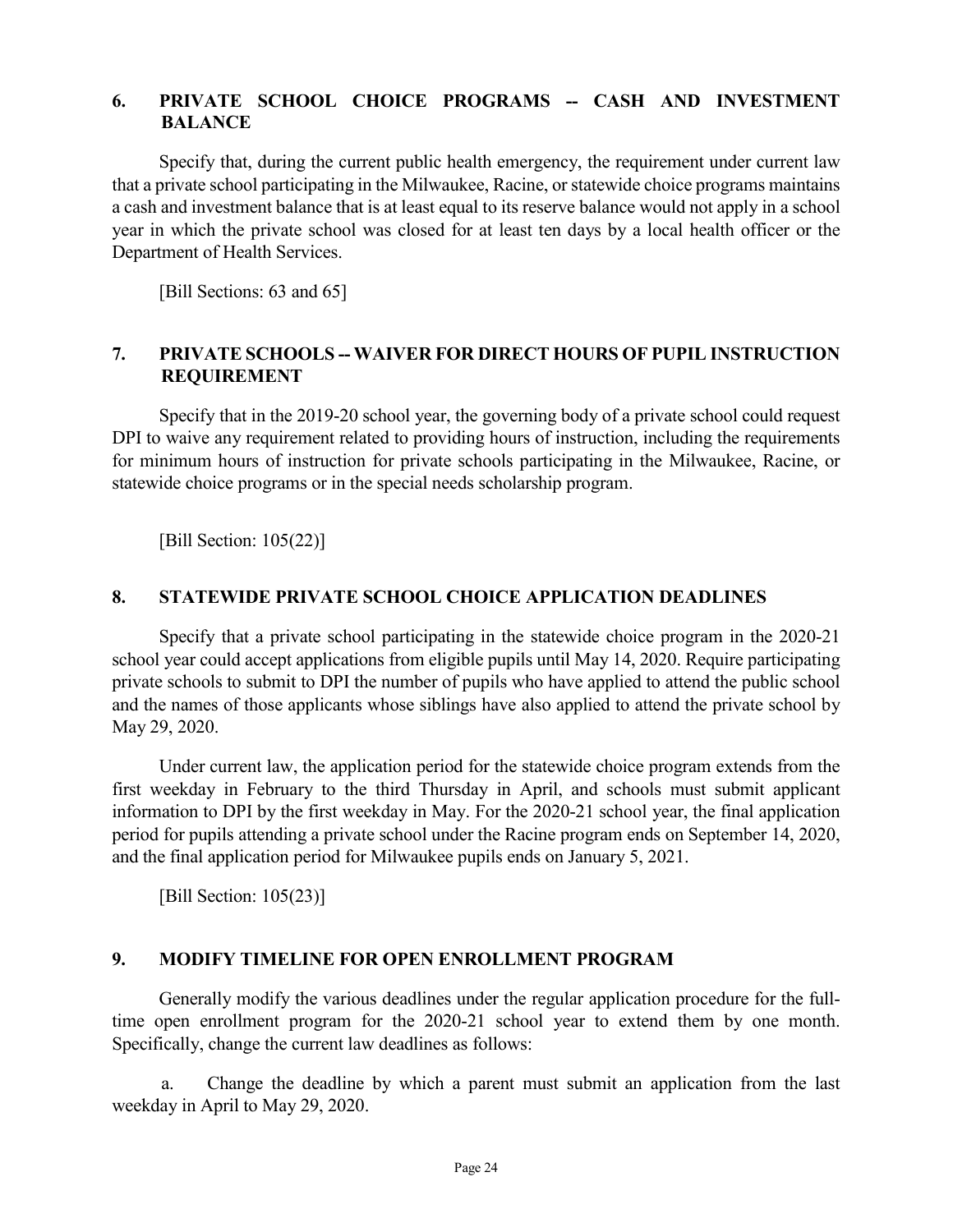## 6. PRIVATE SCHOOL CHOICE PROGRAMS -- CASH AND INVESTMENT BALANCE

Specify that, during the current public health emergency, the requirement under current law that a private school participating in the Milwaukee, Racine, or statewide choice programs maintains a cash and investment balance that is at least equal to its reserve balance would not apply in a school year in which the private school was closed for at least ten days by a local health officer or the Department of Health Services.

[Bill Sections: 63 and 65]

## 7. PRIVATE SCHOOLS -- WAIVER FOR DIRECT HOURS OF PUPIL INSTRUCTION REQUIREMENT

Specify that in the 2019-20 school year, the governing body of a private school could request DPI to waive any requirement related to providing hours of instruction, including the requirements for minimum hours of instruction for private schools participating in the Milwaukee, Racine, or statewide choice programs or in the special needs scholarship program.

[Bill Section: 105(22)]

## 8. STATEWIDE PRIVATE SCHOOL CHOICE APPLICATION DEADLINES

Specify that a private school participating in the statewide choice program in the 2020-21 school year could accept applications from eligible pupils until May 14, 2020. Require participating private schools to submit to DPI the number of pupils who have applied to attend the public school and the names of those applicants whose siblings have also applied to attend the private school by May 29, 2020.

Under current law, the application period for the statewide choice program extends from the first weekday in February to the third Thursday in April, and schools must submit applicant information to DPI by the first weekday in May. For the 2020-21 school year, the final application period for pupils attending a private school under the Racine program ends on September 14, 2020, and the final application period for Milwaukee pupils ends on January 5, 2021.

[Bill Section: 105(23)]

## 9. MODIFY TIMELINE FOR OPEN ENROLLMENT PROGRAM

Generally modify the various deadlines under the regular application procedure for the full-time open enrollment program for the 2020-21 school year to extend them by one month. Specifically, change the current law deadlines as follows:

a. Change the deadline by which a parent must submit an application from the last weekday in April to May 29, 2020.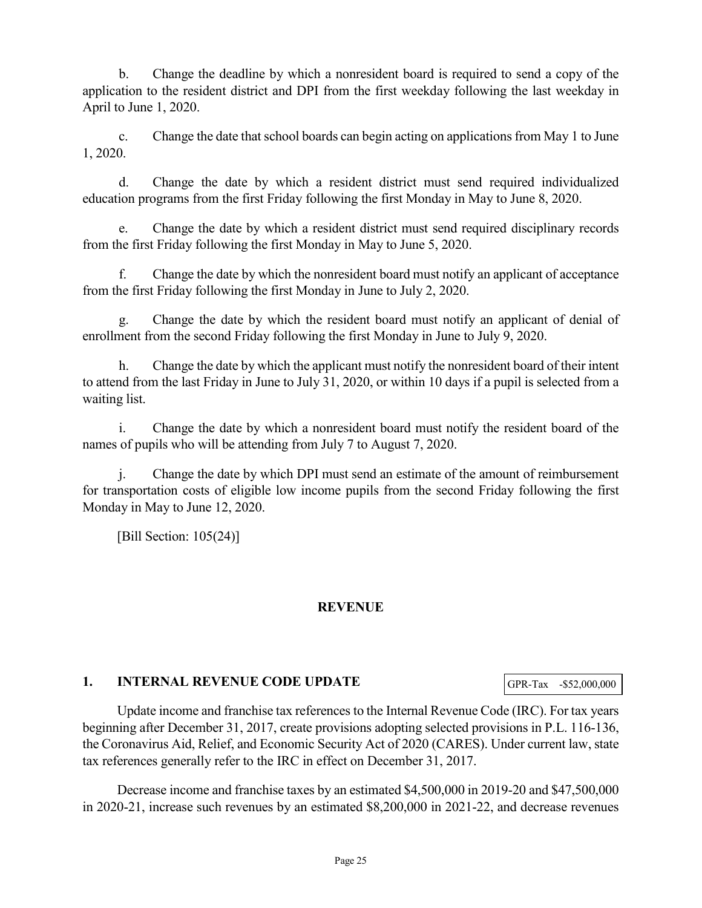b. Change the deadline by which a nonresident board is required to send a copy of the application to the resident district and DPI from the first weekday following the last weekday in April to June 1, 2020.

c. Change the date that school boards can begin acting on applications from May 1 to June 1, 2020.

d. Change the date by which a resident district must send required individualized education programs from the first Friday following the first Monday in May to June 8, 2020.

e. Change the date by which a resident district must send required disciplinary records from the first Friday following the first Monday in May to June 5, 2020.

f. Change the date by which the nonresident board must notify an applicant of acceptance from the first Friday following the first Monday in June to July 2, 2020.

g. Change the date by which the resident board must notify an applicant of denial of enrollment from the second Friday following the first Monday in June to July 9, 2020.

h. Change the date by which the applicant must notify the nonresident board of their intent to attend from the last Friday in June to July 31, 2020, or within 10 days if a pupil is selected from a waiting list.

i. Change the date by which a nonresident board must notify the resident board of the names of pupils who will be attending from July 7 to August 7, 2020.

j. Change the date by which DPI must send an estimate of the amount of reimbursement for transportation costs of eligible low income pupils from the second Friday following the first Monday in May to June 12, 2020.

[Bill Section: 105(24)]

## REVENUE

### 1. INTERNAL REVENUE CODE UPDATE

| GPR-Tax | -$52,000,000 |
|---|---|

Update income and franchise tax references to the Internal Revenue Code (IRC). For tax years beginning after December 31, 2017, create provisions adopting selected provisions in P.L. 116-136, the Coronavirus Aid, Relief, and Economic Security Act of 2020 (CARES). Under current law, state tax references generally refer to the IRC in effect on December 31, 2017.

Decrease income and franchise taxes by an estimated $4,500,000 in 2019-20 and $47,500,000 in 2020-21, increase such revenues by an estimated $8,200,000 in 2021-22, and decrease revenues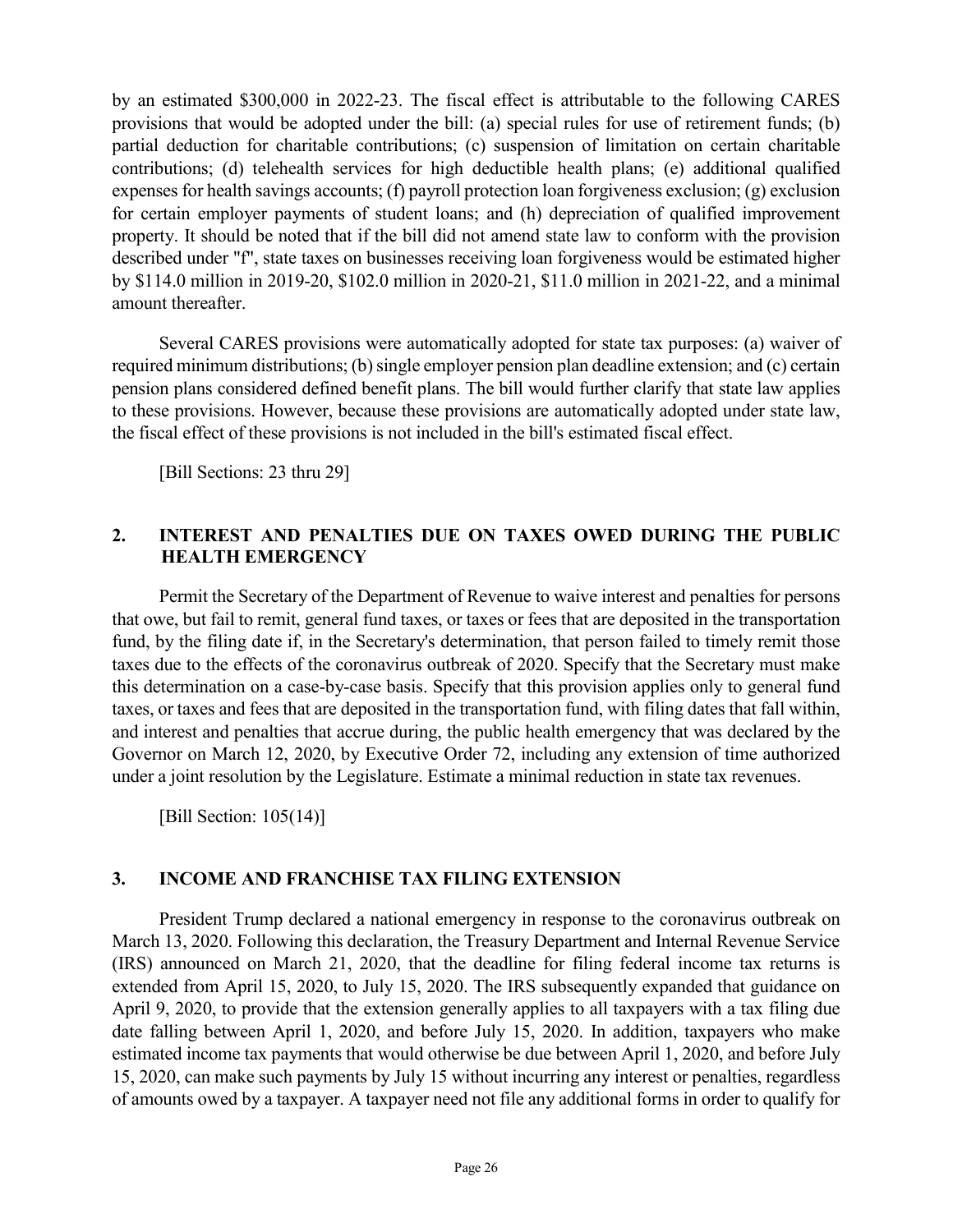by an estimated $300,000 in 2022-23. The fiscal effect is attributable to the following CARES provisions that would be adopted under the bill: (a) special rules for use of retirement funds; (b) partial deduction for charitable contributions; (c) suspension of limitation on certain charitable contributions; (d) telehealth services for high deductible health plans; (e) additional qualified expenses for health savings accounts; (f) payroll protection loan forgiveness exclusion; (g) exclusion for certain employer payments of student loans; and (h) depreciation of qualified improvement property. It should be noted that if the bill did not amend state law to conform with the provision described under "f", state taxes on businesses receiving loan forgiveness would be estimated higher by $114.0 million in 2019-20, $102.0 million in 2020-21, $11.0 million in 2021-22, and a minimal amount thereafter.

Several CARES provisions were automatically adopted for state tax purposes: (a) waiver of required minimum distributions; (b) single employer pension plan deadline extension; and (c) certain pension plans considered defined benefit plans. The bill would further clarify that state law applies to these provisions. However, because these provisions are automatically adopted under state law, the fiscal effect of these provisions is not included in the bill's estimated fiscal effect.

[Bill Sections: 23 thru 29]

## 2. INTEREST AND PENALTIES DUE ON TAXES OWED DURING THE PUBLIC HEALTH EMERGENCY

Permit the Secretary of the Department of Revenue to waive interest and penalties for persons that owe, but fail to remit, general fund taxes, or taxes or fees that are deposited in the transportation fund, by the filing date if, in the Secretary's determination, that person failed to timely remit those taxes due to the effects of the coronavirus outbreak of 2020. Specify that the Secretary must make this determination on a case-by-case basis. Specify that this provision applies only to general fund taxes, or taxes and fees that are deposited in the transportation fund, with filing dates that fall within, and interest and penalties that accrue during, the public health emergency that was declared by the Governor on March 12, 2020, by Executive Order 72, including any extension of time authorized under a joint resolution by the Legislature. Estimate a minimal reduction in state tax revenues.

[Bill Section: 105(14)]

## 3. INCOME AND FRANCHISE TAX FILING EXTENSION

President Trump declared a national emergency in response to the coronavirus outbreak on March 13, 2020. Following this declaration, the Treasury Department and Internal Revenue Service (IRS) announced on March 21, 2020, that the deadline for filing federal income tax returns is extended from April 15, 2020, to July 15, 2020. The IRS subsequently expanded that guidance on April 9, 2020, to provide that the extension generally applies to all taxpayers with a tax filing due date falling between April 1, 2020, and before July 15, 2020. In addition, taxpayers who make estimated income tax payments that would otherwise be due between April 1, 2020, and before July 15, 2020, can make such payments by July 15 without incurring any interest or penalties, regardless of amounts owed by a taxpayer. A taxpayer need not file any additional forms in order to qualify for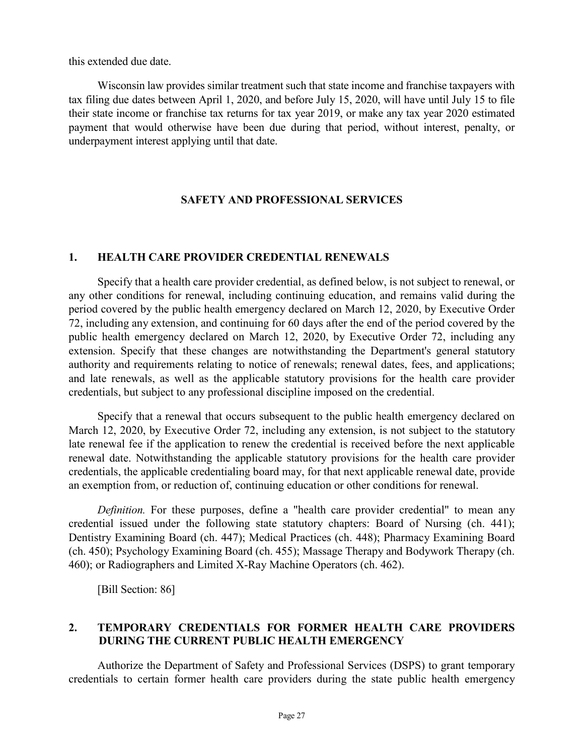this extended due date.

Wisconsin law provides similar treatment such that state income and franchise taxpayers with tax filing due dates between April 1, 2020, and before July 15, 2020, will have until July 15 to file their state income or franchise tax returns for tax year 2019, or make any tax year 2020 estimated payment that would otherwise have been due during that period, without interest, penalty, or underpayment interest applying until that date.

## SAFETY AND PROFESSIONAL SERVICES

### 1. HEALTH CARE PROVIDER CREDENTIAL RENEWALS

Specify that a health care provider credential, as defined below, is not subject to renewal, or any other conditions for renewal, including continuing education, and remains valid during the period covered by the public health emergency declared on March 12, 2020, by Executive Order 72, including any extension, and continuing for 60 days after the end of the period covered by the public health emergency declared on March 12, 2020, by Executive Order 72, including any extension. Specify that these changes are notwithstanding the Department's general statutory authority and requirements relating to notice of renewals; renewal dates, fees, and applications; and late renewals, as well as the applicable statutory provisions for the health care provider credentials, but subject to any professional discipline imposed on the credential.

Specify that a renewal that occurs subsequent to the public health emergency declared on March 12, 2020, by Executive Order 72, including any extension, is not subject to the statutory late renewal fee if the application to renew the credential is received before the next applicable renewal date. Notwithstanding the applicable statutory provisions for the health care provider credentials, the applicable credentialing board may, for that next applicable renewal date, provide an exemption from, or reduction of, continuing education or other conditions for renewal.

*Definition.* For these purposes, define a "health care provider credential" to mean any credential issued under the following state statutory chapters: Board of Nursing (ch. 441); Dentistry Examining Board (ch. 447); Medical Practices (ch. 448); Pharmacy Examining Board (ch. 450); Psychology Examining Board (ch. 455); Massage Therapy and Bodywork Therapy (ch. 460); or Radiographers and Limited X-Ray Machine Operators (ch. 462).

[Bill Section: 86]

### 2. TEMPORARY CREDENTIALS FOR FORMER HEALTH CARE PROVIDERS DURING THE CURRENT PUBLIC HEALTH EMERGENCY

Authorize the Department of Safety and Professional Services (DSPS) to grant temporary credentials to certain former health care providers during the state public health emergency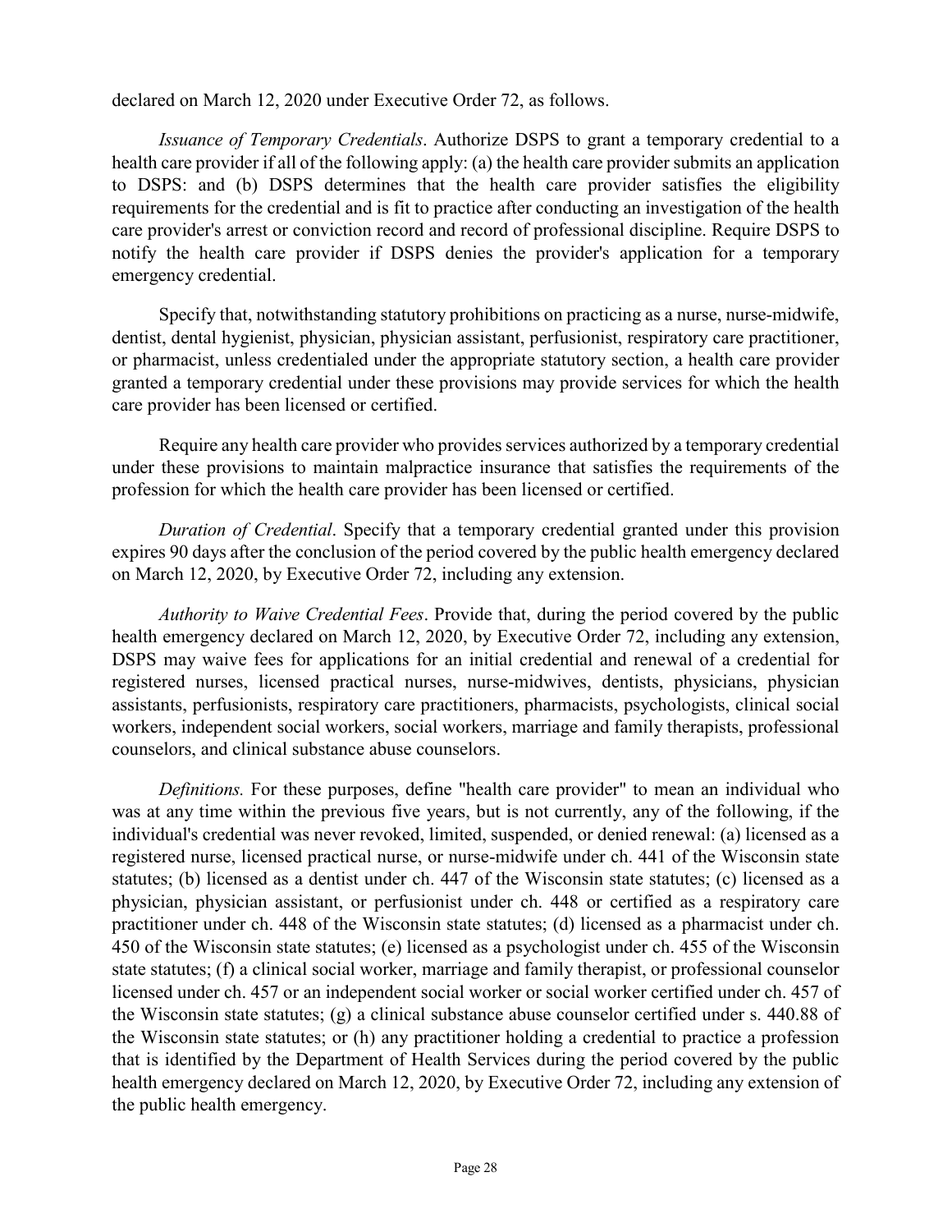declared on March 12, 2020 under Executive Order 72, as follows.

*Issuance of Temporary Credentials*. Authorize DSPS to grant a temporary credential to a health care provider if all of the following apply: (a) the health care provider submits an application to DSPS: and (b) DSPS determines that the health care provider satisfies the eligibility requirements for the credential and is fit to practice after conducting an investigation of the health care provider's arrest or conviction record and record of professional discipline. Require DSPS to notify the health care provider if DSPS denies the provider's application for a temporary emergency credential.

Specify that, notwithstanding statutory prohibitions on practicing as a nurse, nurse-midwife, dentist, dental hygienist, physician, physician assistant, perfusionist, respiratory care practitioner, or pharmacist, unless credentialed under the appropriate statutory section, a health care provider granted a temporary credential under these provisions may provide services for which the health care provider has been licensed or certified.

Require any health care provider who provides services authorized by a temporary credential under these provisions to maintain malpractice insurance that satisfies the requirements of the profession for which the health care provider has been licensed or certified.

*Duration of Credential*. Specify that a temporary credential granted under this provision expires 90 days after the conclusion of the period covered by the public health emergency declared on March 12, 2020, by Executive Order 72, including any extension.

*Authority to Waive Credential Fees*. Provide that, during the period covered by the public health emergency declared on March 12, 2020, by Executive Order 72, including any extension, DSPS may waive fees for applications for an initial credential and renewal of a credential for registered nurses, licensed practical nurses, nurse-midwives, dentists, physicians, physician assistants, perfusionists, respiratory care practitioners, pharmacists, psychologists, clinical social workers, independent social workers, social workers, marriage and family therapists, professional counselors, and clinical substance abuse counselors.

*Definitions.* For these purposes, define "health care provider" to mean an individual who was at any time within the previous five years, but is not currently, any of the following, if the individual's credential was never revoked, limited, suspended, or denied renewal: (a) licensed as a registered nurse, licensed practical nurse, or nurse-midwife under ch. 441 of the Wisconsin state statutes; (b) licensed as a dentist under ch. 447 of the Wisconsin state statutes; (c) licensed as a physician, physician assistant, or perfusionist under ch. 448 or certified as a respiratory care practitioner under ch. 448 of the Wisconsin state statutes; (d) licensed as a pharmacist under ch. 450 of the Wisconsin state statutes; (e) licensed as a psychologist under ch. 455 of the Wisconsin state statutes; (f) a clinical social worker, marriage and family therapist, or professional counselor licensed under ch. 457 or an independent social worker or social worker certified under ch. 457 of the Wisconsin state statutes; (g) a clinical substance abuse counselor certified under s. 440.88 of the Wisconsin state statutes; or (h) any practitioner holding a credential to practice a profession that is identified by the Department of Health Services during the period covered by the public health emergency declared on March 12, 2020, by Executive Order 72, including any extension of the public health emergency.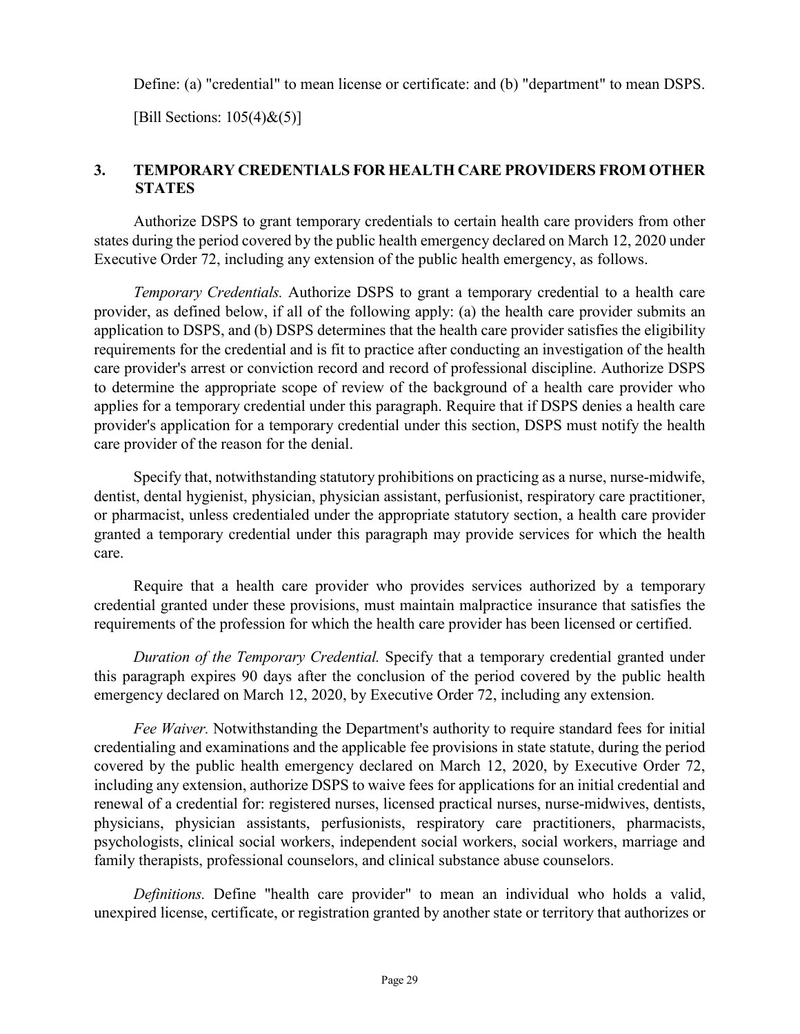Define: (a) "credential" to mean license or certificate: and (b) "department" to mean DSPS.

[Bill Sections: 105(4)&(5)]

## 3. TEMPORARY CREDENTIALS FOR HEALTH CARE PROVIDERS FROM OTHER STATES

Authorize DSPS to grant temporary credentials to certain health care providers from other states during the period covered by the public health emergency declared on March 12, 2020 under Executive Order 72, including any extension of the public health emergency, as follows.

*Temporary Credentials.* Authorize DSPS to grant a temporary credential to a health care provider, as defined below, if all of the following apply: (a) the health care provider submits an application to DSPS, and (b) DSPS determines that the health care provider satisfies the eligibility requirements for the credential and is fit to practice after conducting an investigation of the health care provider's arrest or conviction record and record of professional discipline. Authorize DSPS to determine the appropriate scope of review of the background of a health care provider who applies for a temporary credential under this paragraph. Require that if DSPS denies a health care provider's application for a temporary credential under this section, DSPS must notify the health care provider of the reason for the denial.

Specify that, notwithstanding statutory prohibitions on practicing as a nurse, nurse-midwife, dentist, dental hygienist, physician, physician assistant, perfusionist, respiratory care practitioner, or pharmacist, unless credentialed under the appropriate statutory section, a health care provider granted a temporary credential under this paragraph may provide services for which the health care.

Require that a health care provider who provides services authorized by a temporary credential granted under these provisions, must maintain malpractice insurance that satisfies the requirements of the profession for which the health care provider has been licensed or certified.

*Duration of the Temporary Credential.* Specify that a temporary credential granted under this paragraph expires 90 days after the conclusion of the period covered by the public health emergency declared on March 12, 2020, by Executive Order 72, including any extension.

*Fee Waiver.* Notwithstanding the Department's authority to require standard fees for initial credentialing and examinations and the applicable fee provisions in state statute, during the period covered by the public health emergency declared on March 12, 2020, by Executive Order 72, including any extension, authorize DSPS to waive fees for applications for an initial credential and renewal of a credential for: registered nurses, licensed practical nurses, nurse-midwives, dentists, physicians, physician assistants, perfusionists, respiratory care practitioners, pharmacists, psychologists, clinical social workers, independent social workers, social workers, marriage and family therapists, professional counselors, and clinical substance abuse counselors.

*Definitions.* Define "health care provider" to mean an individual who holds a valid, unexpired license, certificate, or registration granted by another state or territory that authorizes or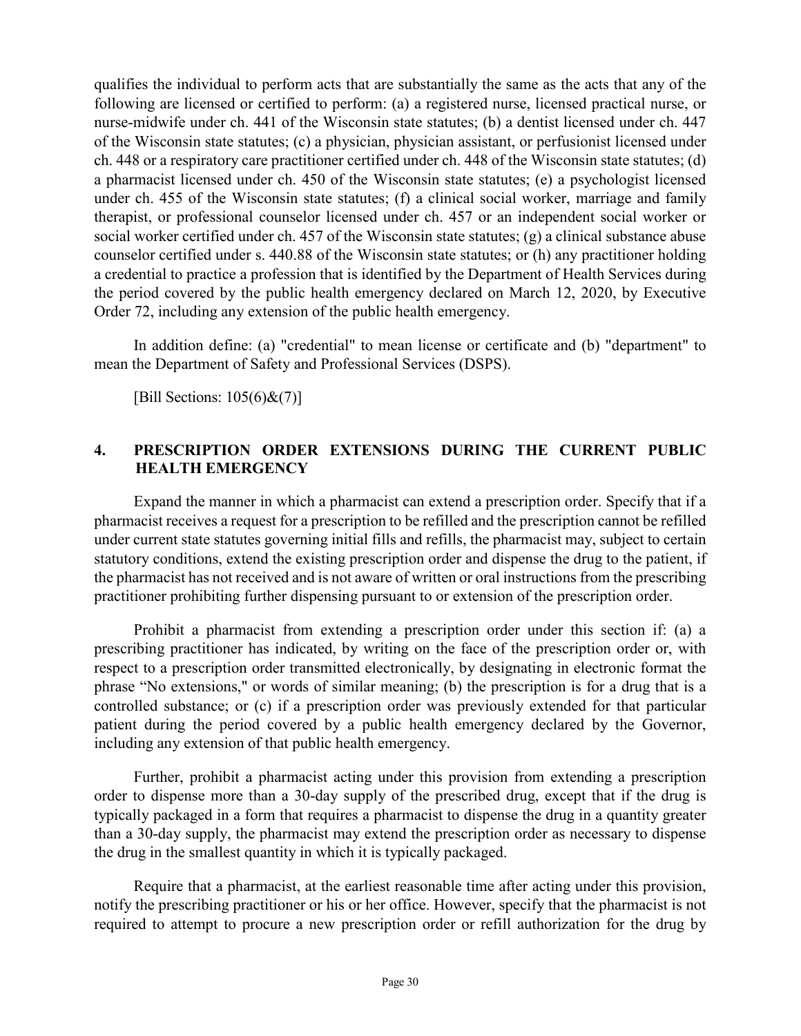qualifies the individual to perform acts that are substantially the same as the acts that any of the following are licensed or certified to perform: (a) a registered nurse, licensed practical nurse, or nurse-midwife under ch. 441 of the Wisconsin state statutes; (b) a dentist licensed under ch. 447 of the Wisconsin state statutes; (c) a physician, physician assistant, or perfusionist licensed under ch. 448 or a respiratory care practitioner certified under ch. 448 of the Wisconsin state statutes; (d) a pharmacist licensed under ch. 450 of the Wisconsin state statutes; (e) a psychologist licensed under ch. 455 of the Wisconsin state statutes; (f) a clinical social worker, marriage and family therapist, or professional counselor licensed under ch. 457 or an independent social worker or social worker certified under ch. 457 of the Wisconsin state statutes; (g) a clinical substance abuse counselor certified under s. 440.88 of the Wisconsin state statutes; or (h) any practitioner holding a credential to practice a profession that is identified by the Department of Health Services during the period covered by the public health emergency declared on March 12, 2020, by Executive Order 72, including any extension of the public health emergency.

In addition define: (a) "credential" to mean license or certificate and (b) "department" to mean the Department of Safety and Professional Services (DSPS).

[Bill Sections: 105(6)&(7)]

## 4. PRESCRIPTION ORDER EXTENSIONS DURING THE CURRENT PUBLIC HEALTH EMERGENCY

Expand the manner in which a pharmacist can extend a prescription order. Specify that if a pharmacist receives a request for a prescription to be refilled and the prescription cannot be refilled under current state statutes governing initial fills and refills, the pharmacist may, subject to certain statutory conditions, extend the existing prescription order and dispense the drug to the patient, if the pharmacist has not received and is not aware of written or oral instructions from the prescribing practitioner prohibiting further dispensing pursuant to or extension of the prescription order.

Prohibit a pharmacist from extending a prescription order under this section if: (a) a prescribing practitioner has indicated, by writing on the face of the prescription order or, with respect to a prescription order transmitted electronically, by designating in electronic format the phrase "No extensions," or words of similar meaning; (b) the prescription is for a drug that is a controlled substance; or (c) if a prescription order was previously extended for that particular patient during the period covered by a public health emergency declared by the Governor, including any extension of that public health emergency.

Further, prohibit a pharmacist acting under this provision from extending a prescription order to dispense more than a 30-day supply of the prescribed drug, except that if the drug is typically packaged in a form that requires a pharmacist to dispense the drug in a quantity greater than a 30-day supply, the pharmacist may extend the prescription order as necessary to dispense the drug in the smallest quantity in which it is typically packaged.

Require that a pharmacist, at the earliest reasonable time after acting under this provision, notify the prescribing practitioner or his or her office. However, specify that the pharmacist is not required to attempt to procure a new prescription order or refill authorization for the drug by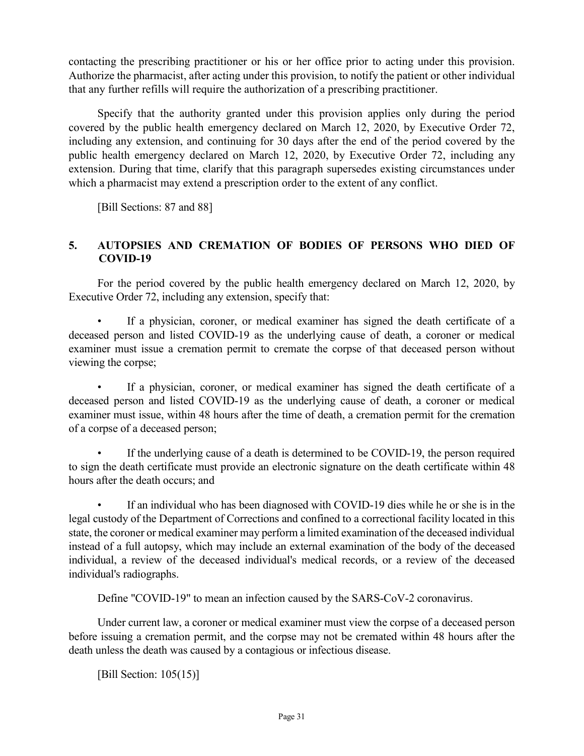contacting the prescribing practitioner or his or her office prior to acting under this provision. Authorize the pharmacist, after acting under this provision, to notify the patient or other individual that any further refills will require the authorization of a prescribing practitioner.

Specify that the authority granted under this provision applies only during the period covered by the public health emergency declared on March 12, 2020, by Executive Order 72, including any extension, and continuing for 30 days after the end of the period covered by the public health emergency declared on March 12, 2020, by Executive Order 72, including any extension. During that time, clarify that this paragraph supersedes existing circumstances under which a pharmacist may extend a prescription order to the extent of any conflict.

[Bill Sections: 87 and 88]

## 5. AUTOPSIES AND CREMATION OF BODIES OF PERSONS WHO DIED OF COVID-19

For the period covered by the public health emergency declared on March 12, 2020, by Executive Order 72, including any extension, specify that:

- If a physician, coroner, or medical examiner has signed the death certificate of a deceased person and listed COVID-19 as the underlying cause of death, a coroner or medical examiner must issue a cremation permit to cremate the corpse of that deceased person without viewing the corpse;
- If a physician, coroner, or medical examiner has signed the death certificate of a deceased person and listed COVID-19 as the underlying cause of death, a coroner or medical examiner must issue, within 48 hours after the time of death, a cremation permit for the cremation of a corpse of a deceased person;
- If the underlying cause of a death is determined to be COVID-19, the person required to sign the death certificate must provide an electronic signature on the death certificate within 48 hours after the death occurs; and
- If an individual who has been diagnosed with COVID-19 dies while he or she is in the legal custody of the Department of Corrections and confined to a correctional facility located in this state, the coroner or medical examiner may perform a limited examination of the deceased individual instead of a full autopsy, which may include an external examination of the body of the deceased individual, a review of the deceased individual's medical records, or a review of the deceased individual's radiographs.

Define "COVID-19" to mean an infection caused by the SARS-CoV-2 coronavirus.

Under current law, a coroner or medical examiner must view the corpse of a deceased person before issuing a cremation permit, and the corpse may not be cremated within 48 hours after the death unless the death was caused by a contagious or infectious disease.

[Bill Section: 105(15)]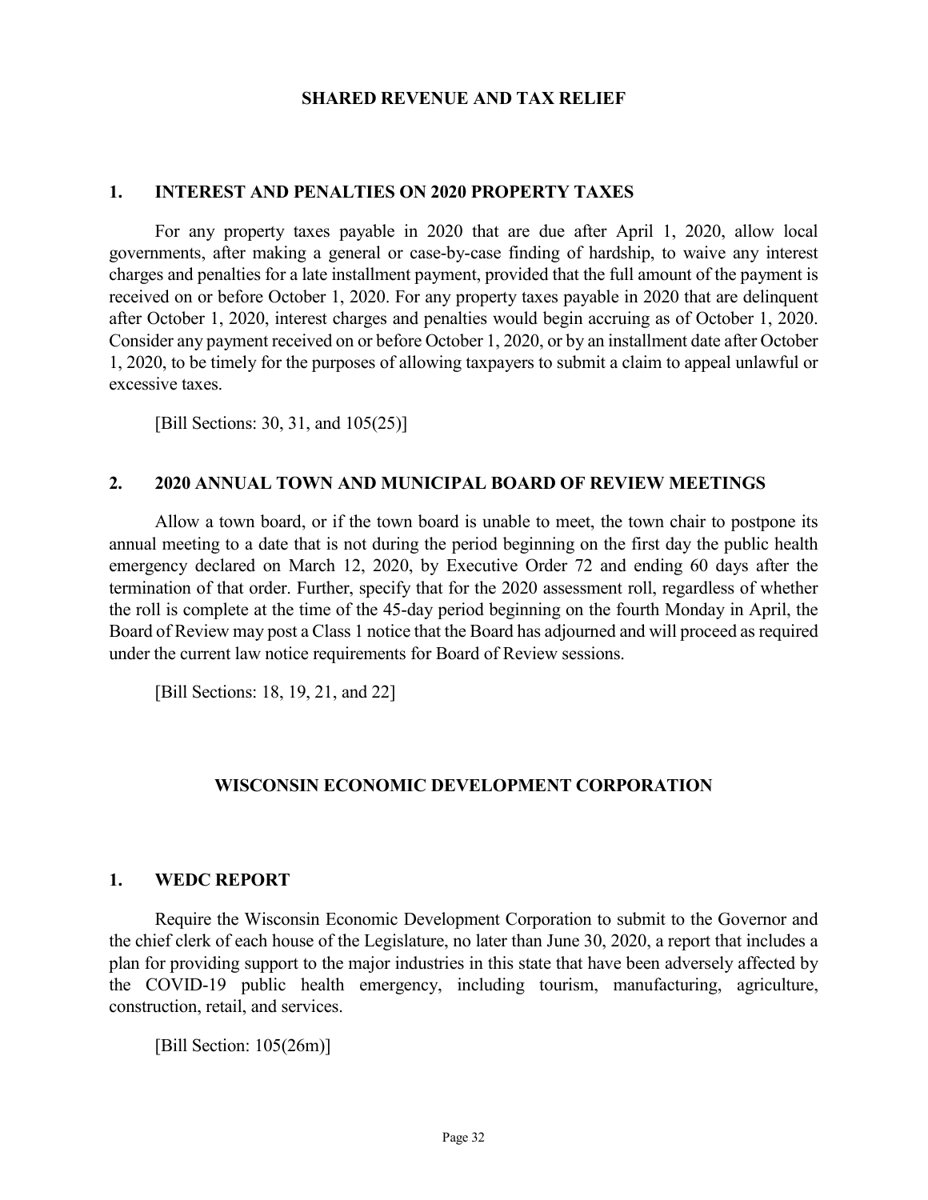## SHARED REVENUE AND TAX RELIEF

### 1. INTEREST AND PENALTIES ON 2020 PROPERTY TAXES

For any property taxes payable in 2020 that are due after April 1, 2020, allow local governments, after making a general or case-by-case finding of hardship, to waive any interest charges and penalties for a late installment payment, provided that the full amount of the payment is received on or before October 1, 2020. For any property taxes payable in 2020 that are delinquent after October 1, 2020, interest charges and penalties would begin accruing as of October 1, 2020. Consider any payment received on or before October 1, 2020, or by an installment date after October 1, 2020, to be timely for the purposes of allowing taxpayers to submit a claim to appeal unlawful or excessive taxes.

[Bill Sections: 30, 31, and 105(25)]

### 2. 2020 ANNUAL TOWN AND MUNICIPAL BOARD OF REVIEW MEETINGS

Allow a town board, or if the town board is unable to meet, the town chair to postpone its annual meeting to a date that is not during the period beginning on the first day the public health emergency declared on March 12, 2020, by Executive Order 72 and ending 60 days after the termination of that order. Further, specify that for the 2020 assessment roll, regardless of whether the roll is complete at the time of the 45-day period beginning on the fourth Monday in April, the Board of Review may post a Class 1 notice that the Board has adjourned and will proceed as required under the current law notice requirements for Board of Review sessions.

[Bill Sections: 18, 19, 21, and 22]

## WISCONSIN ECONOMIC DEVELOPMENT CORPORATION

### 1. WEDC REPORT

Require the Wisconsin Economic Development Corporation to submit to the Governor and the chief clerk of each house of the Legislature, no later than June 30, 2020, a report that includes a plan for providing support to the major industries in this state that have been adversely affected by the COVID-19 public health emergency, including tourism, manufacturing, agriculture, construction, retail, and services.

[Bill Section: 105(26m)]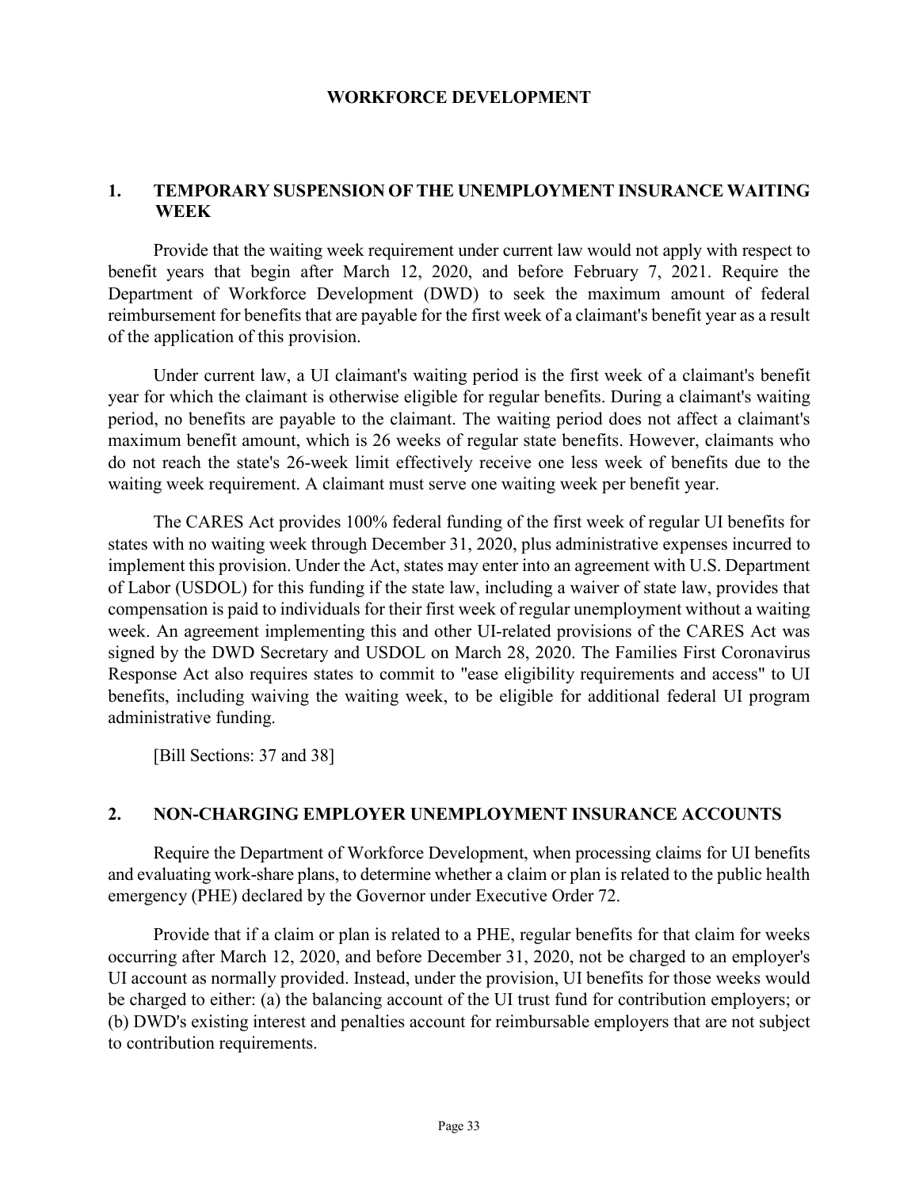# WORKFORCE DEVELOPMENT

## 1. TEMPORARY SUSPENSION OF THE UNEMPLOYMENT INSURANCE WAITING WEEK

Provide that the waiting week requirement under current law would not apply with respect to benefit years that begin after March 12, 2020, and before February 7, 2021. Require the Department of Workforce Development (DWD) to seek the maximum amount of federal reimbursement for benefits that are payable for the first week of a claimant's benefit year as a result of the application of this provision.

Under current law, a UI claimant's waiting period is the first week of a claimant's benefit year for which the claimant is otherwise eligible for regular benefits. During a claimant's waiting period, no benefits are payable to the claimant. The waiting period does not affect a claimant's maximum benefit amount, which is 26 weeks of regular state benefits. However, claimants who do not reach the state's 26-week limit effectively receive one less week of benefits due to the waiting week requirement. A claimant must serve one waiting week per benefit year.

The CARES Act provides 100% federal funding of the first week of regular UI benefits for states with no waiting week through December 31, 2020, plus administrative expenses incurred to implement this provision. Under the Act, states may enter into an agreement with U.S. Department of Labor (USDOL) for this funding if the state law, including a waiver of state law, provides that compensation is paid to individuals for their first week of regular unemployment without a waiting week. An agreement implementing this and other UI-related provisions of the CARES Act was signed by the DWD Secretary and USDOL on March 28, 2020. The Families First Coronavirus Response Act also requires states to commit to "ease eligibility requirements and access" to UI benefits, including waiving the waiting week, to be eligible for additional federal UI program administrative funding.

[Bill Sections: 37 and 38]

## 2. NON-CHARGING EMPLOYER UNEMPLOYMENT INSURANCE ACCOUNTS

Require the Department of Workforce Development, when processing claims for UI benefits and evaluating work-share plans, to determine whether a claim or plan is related to the public health emergency (PHE) declared by the Governor under Executive Order 72.

Provide that if a claim or plan is related to a PHE, regular benefits for that claim for weeks occurring after March 12, 2020, and before December 31, 2020, not be charged to an employer's UI account as normally provided. Instead, under the provision, UI benefits for those weeks would be charged to either: (a) the balancing account of the UI trust fund for contribution employers; or (b) DWD's existing interest and penalties account for reimbursable employers that are not subject to contribution requirements.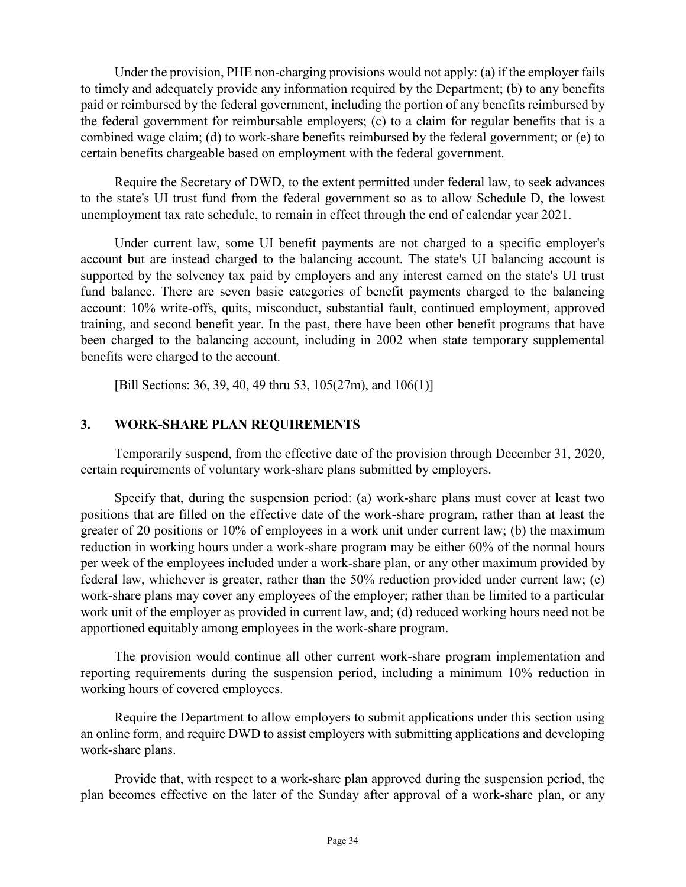Under the provision, PHE non-charging provisions would not apply: (a) if the employer fails to timely and adequately provide any information required by the Department; (b) to any benefits paid or reimbursed by the federal government, including the portion of any benefits reimbursed by the federal government for reimbursable employers; (c) to a claim for regular benefits that is a combined wage claim; (d) to work-share benefits reimbursed by the federal government; or (e) to certain benefits chargeable based on employment with the federal government.

Require the Secretary of DWD, to the extent permitted under federal law, to seek advances to the state's UI trust fund from the federal government so as to allow Schedule D, the lowest unemployment tax rate schedule, to remain in effect through the end of calendar year 2021.

Under current law, some UI benefit payments are not charged to a specific employer's account but are instead charged to the balancing account. The state's UI balancing account is supported by the solvency tax paid by employers and any interest earned on the state's UI trust fund balance. There are seven basic categories of benefit payments charged to the balancing account: 10% write-offs, quits, misconduct, substantial fault, continued employment, approved training, and second benefit year. In the past, there have been other benefit programs that have been charged to the balancing account, including in 2002 when state temporary supplemental benefits were charged to the account.

[Bill Sections: 36, 39, 40, 49 thru 53, 105(27m), and 106(1)]

## 3. WORK-SHARE PLAN REQUIREMENTS

Temporarily suspend, from the effective date of the provision through December 31, 2020, certain requirements of voluntary work-share plans submitted by employers.

Specify that, during the suspension period: (a) work-share plans must cover at least two positions that are filled on the effective date of the work-share program, rather than at least the greater of 20 positions or 10% of employees in a work unit under current law; (b) the maximum reduction in working hours under a work-share program may be either 60% of the normal hours per week of the employees included under a work-share plan, or any other maximum provided by federal law, whichever is greater, rather than the 50% reduction provided under current law; (c) work-share plans may cover any employees of the employer; rather than be limited to a particular work unit of the employer as provided in current law, and; (d) reduced working hours need not be apportioned equitably among employees in the work-share program.

The provision would continue all other current work-share program implementation and reporting requirements during the suspension period, including a minimum 10% reduction in working hours of covered employees.

Require the Department to allow employers to submit applications under this section using an online form, and require DWD to assist employers with submitting applications and developing work-share plans.

Provide that, with respect to a work-share plan approved during the suspension period, the plan becomes effective on the later of the Sunday after approval of a work-share plan, or any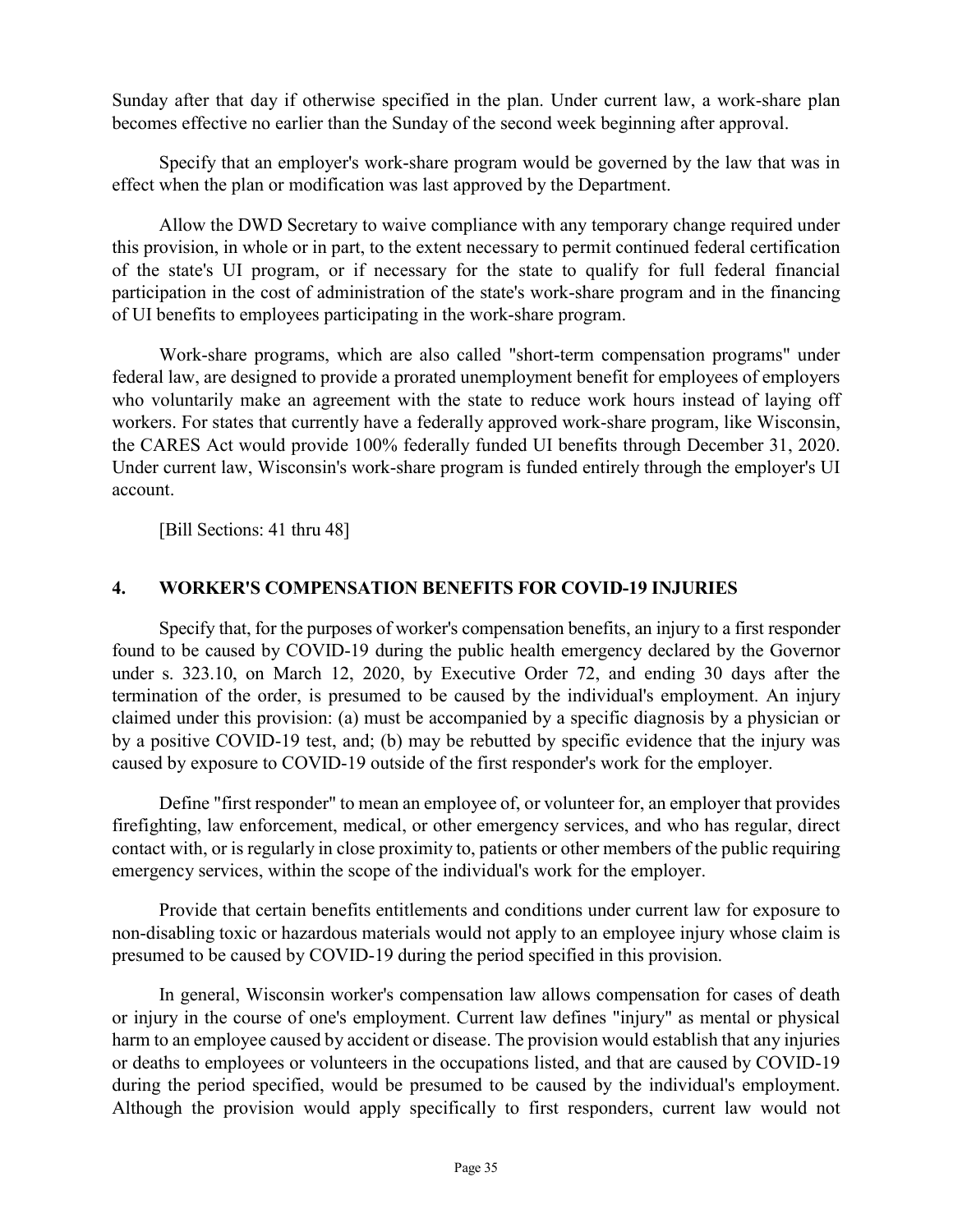Sunday after that day if otherwise specified in the plan. Under current law, a work-share plan becomes effective no earlier than the Sunday of the second week beginning after approval.

Specify that an employer's work-share program would be governed by the law that was in effect when the plan or modification was last approved by the Department.

Allow the DWD Secretary to waive compliance with any temporary change required under this provision, in whole or in part, to the extent necessary to permit continued federal certification of the state's UI program, or if necessary for the state to qualify for full federal financial participation in the cost of administration of the state's work-share program and in the financing of UI benefits to employees participating in the work-share program.

Work-share programs, which are also called "short-term compensation programs" under federal law, are designed to provide a prorated unemployment benefit for employees of employers who voluntarily make an agreement with the state to reduce work hours instead of laying off workers. For states that currently have a federally approved work-share program, like Wisconsin, the CARES Act would provide 100% federally funded UI benefits through December 31, 2020. Under current law, Wisconsin's work-share program is funded entirely through the employer's UI account.

[Bill Sections: 41 thru 48]

## 4. WORKER'S COMPENSATION BENEFITS FOR COVID-19 INJURIES

Specify that, for the purposes of worker's compensation benefits, an injury to a first responder found to be caused by COVID-19 during the public health emergency declared by the Governor under s. 323.10, on March 12, 2020, by Executive Order 72, and ending 30 days after the termination of the order, is presumed to be caused by the individual's employment. An injury claimed under this provision: (a) must be accompanied by a specific diagnosis by a physician or by a positive COVID-19 test, and; (b) may be rebutted by specific evidence that the injury was caused by exposure to COVID-19 outside of the first responder's work for the employer.

Define "first responder" to mean an employee of, or volunteer for, an employer that provides firefighting, law enforcement, medical, or other emergency services, and who has regular, direct contact with, or is regularly in close proximity to, patients or other members of the public requiring emergency services, within the scope of the individual's work for the employer.

Provide that certain benefits entitlements and conditions under current law for exposure to non-disabling toxic or hazardous materials would not apply to an employee injury whose claim is presumed to be caused by COVID-19 during the period specified in this provision.

In general, Wisconsin worker's compensation law allows compensation for cases of death or injury in the course of one's employment. Current law defines "injury" as mental or physical harm to an employee caused by accident or disease. The provision would establish that any injuries or deaths to employees or volunteers in the occupations listed, and that are caused by COVID-19 during the period specified, would be presumed to be caused by the individual's employment. Although the provision would apply specifically to first responders, current law would not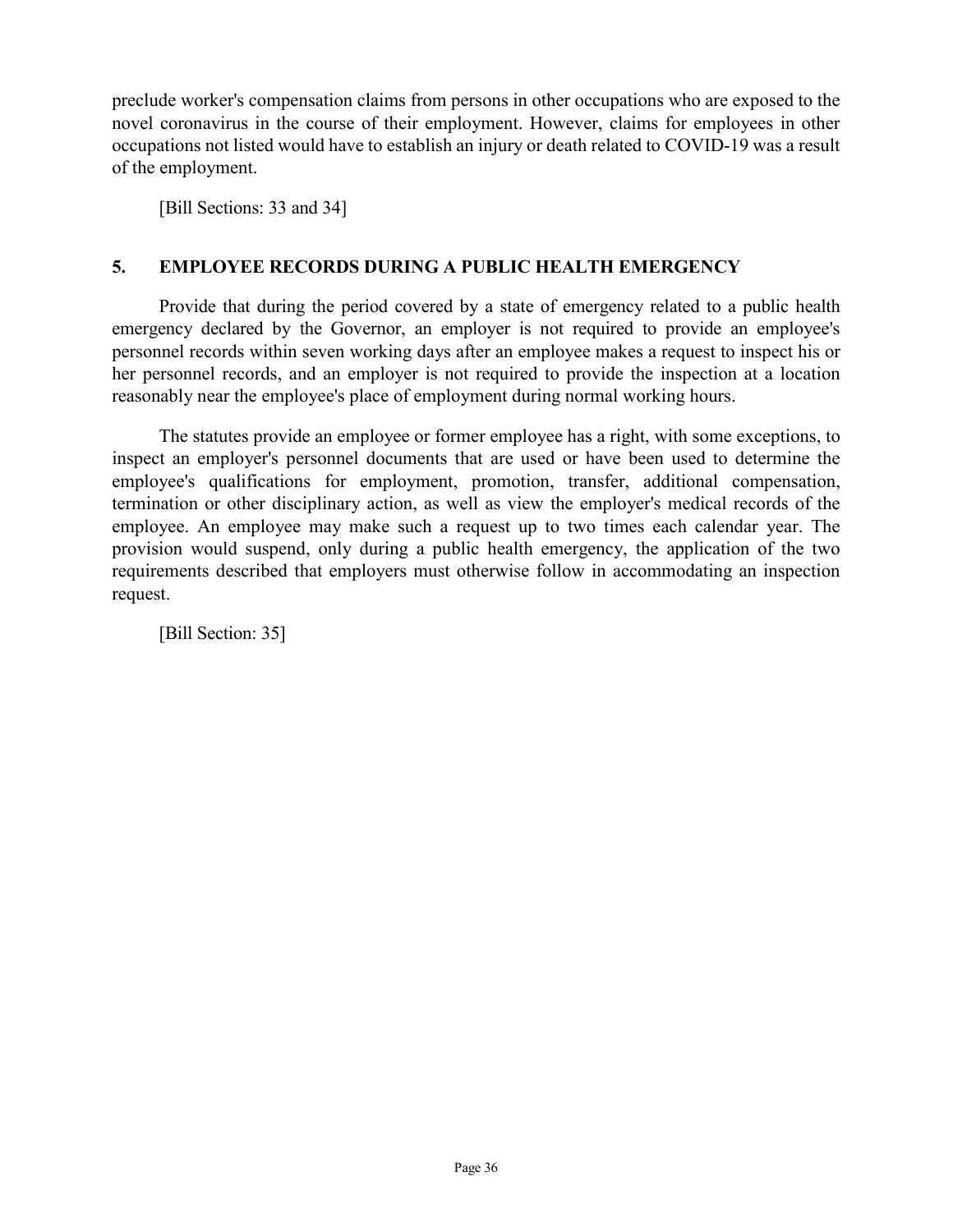preclude worker's compensation claims from persons in other occupations who are exposed to the novel coronavirus in the course of their employment. However, claims for employees in other occupations not listed would have to establish an injury or death related to COVID-19 was a result of the employment.

[Bill Sections: 33 and 34]

## 5. EMPLOYEE RECORDS DURING A PUBLIC HEALTH EMERGENCY

Provide that during the period covered by a state of emergency related to a public health emergency declared by the Governor, an employer is not required to provide an employee's personnel records within seven working days after an employee makes a request to inspect his or her personnel records, and an employer is not required to provide the inspection at a location reasonably near the employee's place of employment during normal working hours.

The statutes provide an employee or former employee has a right, with some exceptions, to inspect an employer's personnel documents that are used or have been used to determine the employee's qualifications for employment, promotion, transfer, additional compensation, termination or other disciplinary action, as well as view the employer's medical records of the employee. An employee may make such a request up to two times each calendar year. The provision would suspend, only during a public health emergency, the application of the two requirements described that employers must otherwise follow in accommodating an inspection request.

[Bill Section: 35]